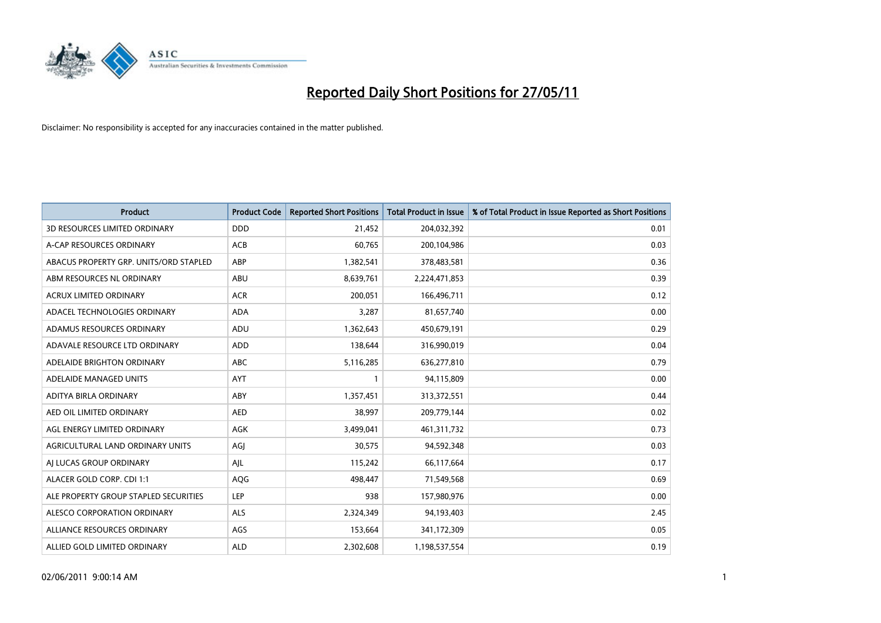# Reported Daily Short Positions for 27/05/11

Disclaimer: No responsibility is accepted for any inaccuracies contained in the matter published.

| Product | Product Code | Reported Short Positions | Total Product in Issue | % of Total Product in Issue Reported as Short Positions |
|---|---|---|---|---|
| 3D RESOURCES LIMITED ORDINARY | DDD | 21,452 | 204,032,392 | 0.01 |
| A-CAP RESOURCES ORDINARY | ACB | 60,765 | 200,104,986 | 0.03 |
| ABACUS PROPERTY GRP. UNITS/ORD STAPLED | ABP | 1,382,541 | 378,483,581 | 0.36 |
| ABM RESOURCES NL ORDINARY | ABU | 8,639,761 | 2,224,471,853 | 0.39 |
| ACRUX LIMITED ORDINARY | ACR | 200,051 | 166,496,711 | 0.12 |
| ADACEL TECHNOLOGIES ORDINARY | ADA | 3,287 | 81,657,740 | 0.00 |
| ADAMUS RESOURCES ORDINARY | ADU | 1,362,643 | 450,679,191 | 0.29 |
| ADAVALE RESOURCE LTD ORDINARY | ADD | 138,644 | 316,990,019 | 0.04 |
| ADELAIDE BRIGHTON ORDINARY | ABC | 5,116,285 | 636,277,810 | 0.79 |
| ADELAIDE MANAGED UNITS | AYT | 1 | 94,115,809 | 0.00 |
| ADITYA BIRLA ORDINARY | ABY | 1,357,451 | 313,372,551 | 0.44 |
| AED OIL LIMITED ORDINARY | AED | 38,997 | 209,779,144 | 0.02 |
| AGL ENERGY LIMITED ORDINARY | AGK | 3,499,041 | 461,311,732 | 0.73 |
| AGRICULTURAL LAND ORDINARY UNITS | AGJ | 30,575 | 94,592,348 | 0.03 |
| AJ LUCAS GROUP ORDINARY | AJL | 115,242 | 66,117,664 | 0.17 |
| ALACER GOLD CORP. CDI 1:1 | AQG | 498,447 | 71,549,568 | 0.69 |
| ALE PROPERTY GROUP STAPLED SECURITIES | LEP | 938 | 157,980,976 | 0.00 |
| ALESCO CORPORATION ORDINARY | ALS | 2,324,349 | 94,193,403 | 2.45 |
| ALLIANCE RESOURCES ORDINARY | AGS | 153,664 | 341,172,309 | 0.05 |
| ALLIED GOLD LIMITED ORDINARY | ALD | 2,302,608 | 1,198,537,554 | 0.19 |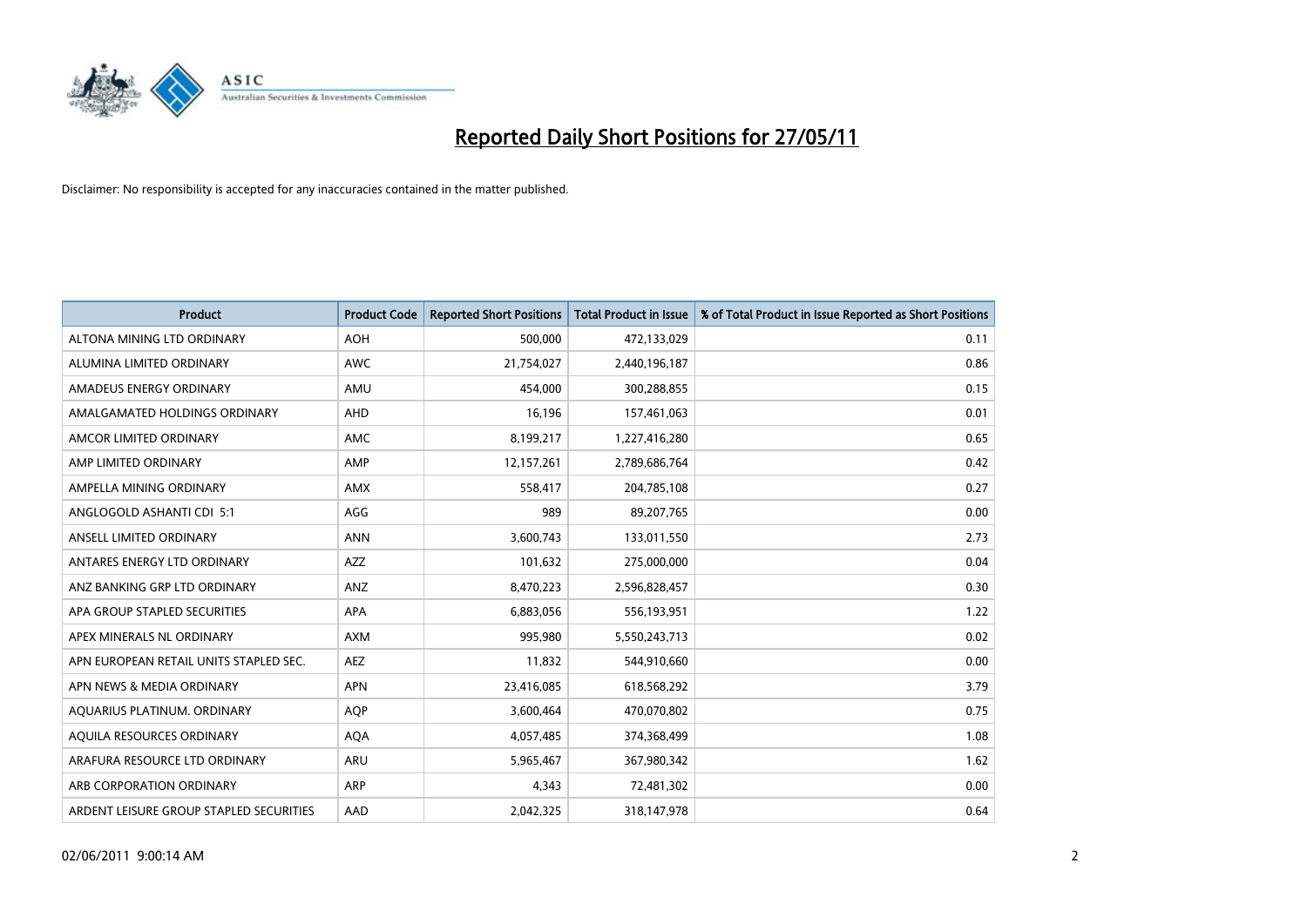# Reported Daily Short Positions for 27/05/11

Disclaimer: No responsibility is accepted for any inaccuracies contained in the matter published.

| Product | Product Code | Reported Short Positions | Total Product in Issue | % of Total Product in Issue Reported as Short Positions |
|---|---|---|---|---|
| ALTONA MINING LTD ORDINARY | AOH | 500,000 | 472,133,029 | 0.11 |
| ALUMINA LIMITED ORDINARY | AWC | 21,754,027 | 2,440,196,187 | 0.86 |
| AMADEUS ENERGY ORDINARY | AMU | 454,000 | 300,288,855 | 0.15 |
| AMALGAMATED HOLDINGS ORDINARY | AHD | 16,196 | 157,461,063 | 0.01 |
| AMCOR LIMITED ORDINARY | AMC | 8,199,217 | 1,227,416,280 | 0.65 |
| AMP LIMITED ORDINARY | AMP | 12,157,261 | 2,789,686,764 | 0.42 |
| AMPELLA MINING ORDINARY | AMX | 558,417 | 204,785,108 | 0.27 |
| ANGLOGOLD ASHANTI CDI 5:1 | AGG | 989 | 89,207,765 | 0.00 |
| ANSELL LIMITED ORDINARY | ANN | 3,600,743 | 133,011,550 | 2.73 |
| ANTARES ENERGY LTD ORDINARY | AZZ | 101,632 | 275,000,000 | 0.04 |
| ANZ BANKING GRP LTD ORDINARY | ANZ | 8,470,223 | 2,596,828,457 | 0.30 |
| APA GROUP STAPLED SECURITIES | APA | 6,883,056 | 556,193,951 | 1.22 |
| APEX MINERALS NL ORDINARY | AXM | 995,980 | 5,550,243,713 | 0.02 |
| APN EUROPEAN RETAIL UNITS STAPLED SEC. | AEZ | 11,832 | 544,910,660 | 0.00 |
| APN NEWS & MEDIA ORDINARY | APN | 23,416,085 | 618,568,292 | 3.79 |
| AQUARIUS PLATINUM. ORDINARY | AQP | 3,600,464 | 470,070,802 | 0.75 |
| AQUILA RESOURCES ORDINARY | AQA | 4,057,485 | 374,368,499 | 1.08 |
| ARAFURA RESOURCE LTD ORDINARY | ARU | 5,965,467 | 367,980,342 | 1.62 |
| ARB CORPORATION ORDINARY | ARP | 4,343 | 72,481,302 | 0.00 |
| ARDENT LEISURE GROUP STAPLED SECURITIES | AAD | 2,042,325 | 318,147,978 | 0.64 |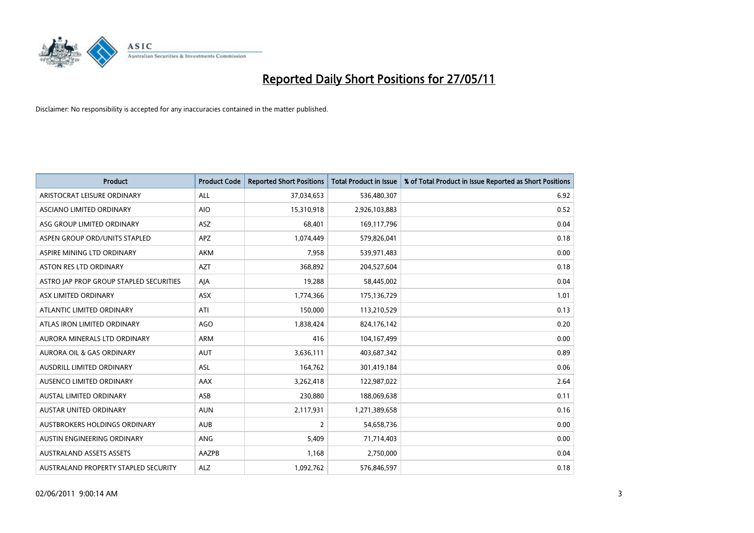# Reported Daily Short Positions for 27/05/11

Disclaimer: No responsibility is accepted for any inaccuracies contained in the matter published.

| Product | Product Code | Reported Short Positions | Total Product in Issue | % of Total Product in Issue Reported as Short Positions |
| --- | --- | --- | --- | --- |
| ARISTOCRAT LEISURE ORDINARY | ALL | 37,034,653 | 536,480,307 | 6.92 |
| ASCIANO LIMITED ORDINARY | AIO | 15,310,918 | 2,926,103,883 | 0.52 |
| ASG GROUP LIMITED ORDINARY | ASZ | 68,401 | 169,117,796 | 0.04 |
| ASPEN GROUP ORD/UNITS STAPLED | APZ | 1,074,449 | 579,826,041 | 0.18 |
| ASPIRE MINING LTD ORDINARY | AKM | 7,958 | 539,971,483 | 0.00 |
| ASTON RES LTD ORDINARY | AZT | 368,892 | 204,527,604 | 0.18 |
| ASTRO JAP PROP GROUP STAPLED SECURITIES | AJA | 19,288 | 58,445,002 | 0.04 |
| ASX LIMITED ORDINARY | ASX | 1,774,366 | 175,136,729 | 1.01 |
| ATLANTIC LIMITED ORDINARY | ATI | 150,000 | 113,210,529 | 0.13 |
| ATLAS IRON LIMITED ORDINARY | AGO | 1,838,424 | 824,176,142 | 0.20 |
| AURORA MINERALS LTD ORDINARY | ARM | 416 | 104,167,499 | 0.00 |
| AURORA OIL & GAS ORDINARY | AUT | 3,636,111 | 403,687,342 | 0.89 |
| AUSDRILL LIMITED ORDINARY | ASL | 164,762 | 301,419,184 | 0.06 |
| AUSENCO LIMITED ORDINARY | AAX | 3,262,418 | 122,987,022 | 2.64 |
| AUSTAL LIMITED ORDINARY | ASB | 230,880 | 188,069,638 | 0.11 |
| AUSTAR UNITED ORDINARY | AUN | 2,117,931 | 1,271,389,658 | 0.16 |
| AUSTBROKERS HOLDINGS ORDINARY | AUB | 2 | 54,658,736 | 0.00 |
| AUSTIN ENGINEERING ORDINARY | ANG | 5,409 | 71,714,403 | 0.00 |
| AUSTRALAND ASSETS ASSETS | AAZPB | 1,168 | 2,750,000 | 0.04 |
| AUSTRALAND PROPERTY STAPLED SECURITY | ALZ | 1,092,762 | 576,846,597 | 0.18 |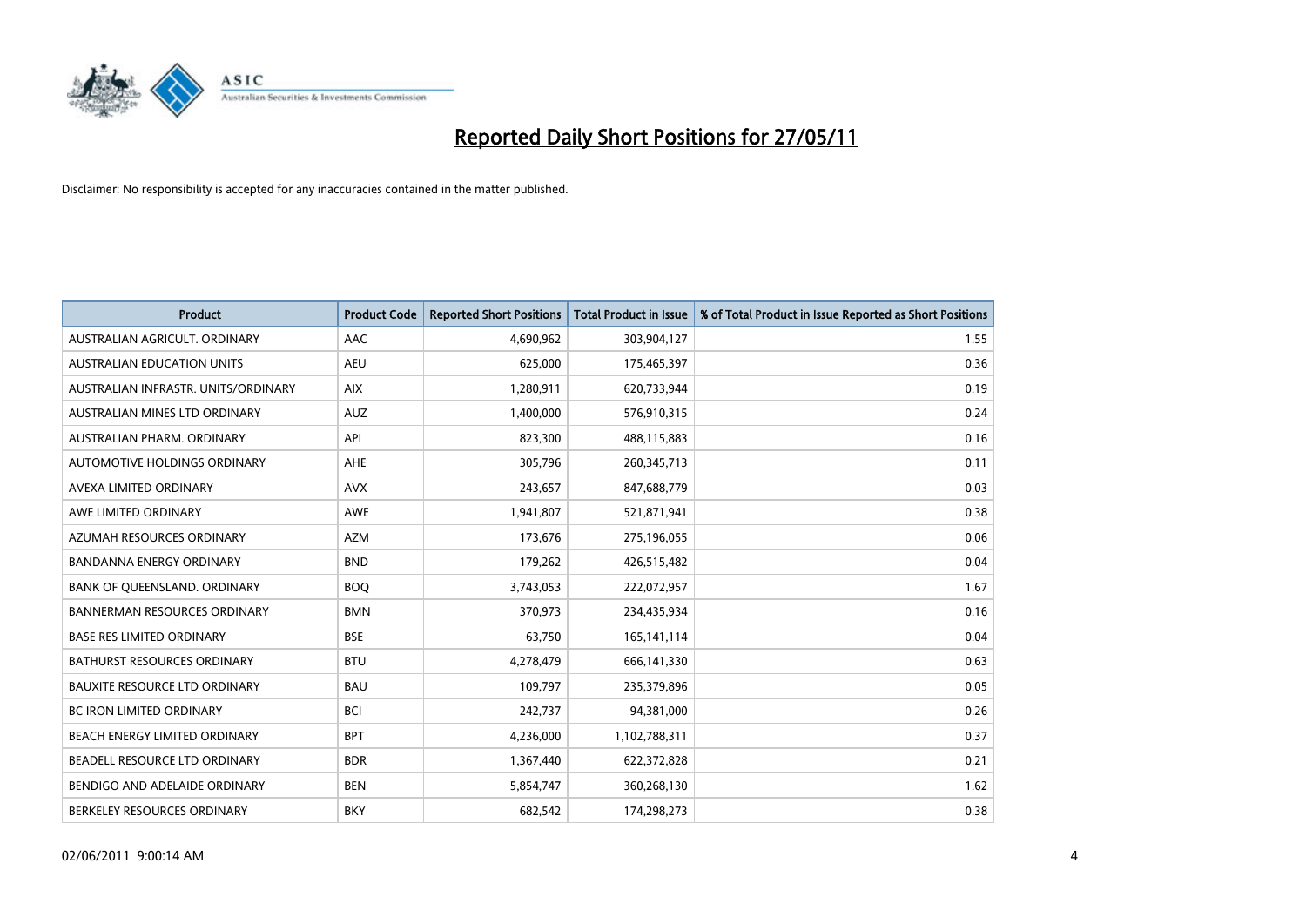# Reported Daily Short Positions for 27/05/11

Disclaimer: No responsibility is accepted for any inaccuracies contained in the matter published.

| Product | Product Code | Reported Short Positions | Total Product in Issue | % of Total Product in Issue Reported as Short Positions |
|---|---|---|---|---|
| AUSTRALIAN AGRICULT. ORDINARY | AAC | 4,690,962 | 303,904,127 | 1.55 |
| AUSTRALIAN EDUCATION UNITS | AEU | 625,000 | 175,465,397 | 0.36 |
| AUSTRALIAN INFRASTR. UNITS/ORDINARY | AIX | 1,280,911 | 620,733,944 | 0.19 |
| AUSTRALIAN MINES LTD ORDINARY | AUZ | 1,400,000 | 576,910,315 | 0.24 |
| AUSTRALIAN PHARM. ORDINARY | API | 823,300 | 488,115,883 | 0.16 |
| AUTOMOTIVE HOLDINGS ORDINARY | AHE | 305,796 | 260,345,713 | 0.11 |
| AVEXA LIMITED ORDINARY | AVX | 243,657 | 847,688,779 | 0.03 |
| AWE LIMITED ORDINARY | AWE | 1,941,807 | 521,871,941 | 0.38 |
| AZUMAH RESOURCES ORDINARY | AZM | 173,676 | 275,196,055 | 0.06 |
| BANDANNA ENERGY ORDINARY | BND | 179,262 | 426,515,482 | 0.04 |
| BANK OF QUEENSLAND. ORDINARY | BOQ | 3,743,053 | 222,072,957 | 1.67 |
| BANNERMAN RESOURCES ORDINARY | BMN | 370,973 | 234,435,934 | 0.16 |
| BASE RES LIMITED ORDINARY | BSE | 63,750 | 165,141,114 | 0.04 |
| BATHURST RESOURCES ORDINARY | BTU | 4,278,479 | 666,141,330 | 0.63 |
| BAUXITE RESOURCE LTD ORDINARY | BAU | 109,797 | 235,379,896 | 0.05 |
| BC IRON LIMITED ORDINARY | BCI | 242,737 | 94,381,000 | 0.26 |
| BEACH ENERGY LIMITED ORDINARY | BPT | 4,236,000 | 1,102,788,311 | 0.37 |
| BEADELL RESOURCE LTD ORDINARY | BDR | 1,367,440 | 622,372,828 | 0.21 |
| BENDIGO AND ADELAIDE ORDINARY | BEN | 5,854,747 | 360,268,130 | 1.62 |
| BERKELEY RESOURCES ORDINARY | BKY | 682,542 | 174,298,273 | 0.38 |

02/06/2011 9:00:14 AM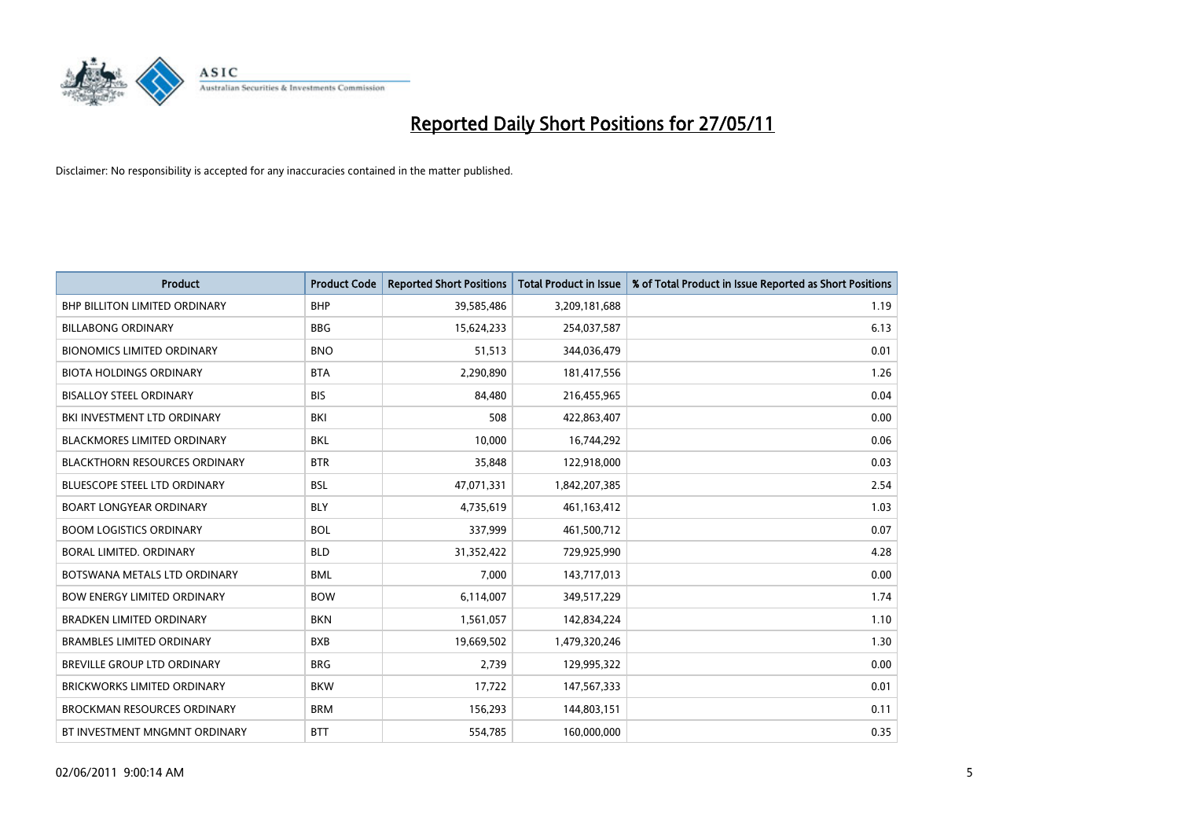# Reported Daily Short Positions for 27/05/11

Disclaimer: No responsibility is accepted for any inaccuracies contained in the matter published.

| Product | Product Code | Reported Short Positions | Total Product in Issue | % of Total Product in Issue Reported as Short Positions |
|---|---|---|---|---|
| BHP BILLITON LIMITED ORDINARY | BHP | 39,585,486 | 3,209,181,688 | 1.19 |
| BILLABONG ORDINARY | BBG | 15,624,233 | 254,037,587 | 6.13 |
| BIONOMICS LIMITED ORDINARY | BNO | 51,513 | 344,036,479 | 0.01 |
| BIOTA HOLDINGS ORDINARY | BTA | 2,290,890 | 181,417,556 | 1.26 |
| BISALLOY STEEL ORDINARY | BIS | 84,480 | 216,455,965 | 0.04 |
| BKI INVESTMENT LTD ORDINARY | BKI | 508 | 422,863,407 | 0.00 |
| BLACKMORES LIMITED ORDINARY | BKL | 10,000 | 16,744,292 | 0.06 |
| BLACKTHORN RESOURCES ORDINARY | BTR | 35,848 | 122,918,000 | 0.03 |
| BLUESCOPE STEEL LTD ORDINARY | BSL | 47,071,331 | 1,842,207,385 | 2.54 |
| BOART LONGYEAR ORDINARY | BLY | 4,735,619 | 461,163,412 | 1.03 |
| BOOM LOGISTICS ORDINARY | BOL | 337,999 | 461,500,712 | 0.07 |
| BORAL LIMITED. ORDINARY | BLD | 31,352,422 | 729,925,990 | 4.28 |
| BOTSWANA METALS LTD ORDINARY | BML | 7,000 | 143,717,013 | 0.00 |
| BOW ENERGY LIMITED ORDINARY | BOW | 6,114,007 | 349,517,229 | 1.74 |
| BRADKEN LIMITED ORDINARY | BKN | 1,561,057 | 142,834,224 | 1.10 |
| BRAMBLES LIMITED ORDINARY | BXB | 19,669,502 | 1,479,320,246 | 1.30 |
| BREVILLE GROUP LTD ORDINARY | BRG | 2,739 | 129,995,322 | 0.00 |
| BRICKWORKS LIMITED ORDINARY | BKW | 17,722 | 147,567,333 | 0.01 |
| BROCKMAN RESOURCES ORDINARY | BRM | 156,293 | 144,803,151 | 0.11 |
| BT INVESTMENT MNGMNT ORDINARY | BTT | 554,785 | 160,000,000 | 0.35 |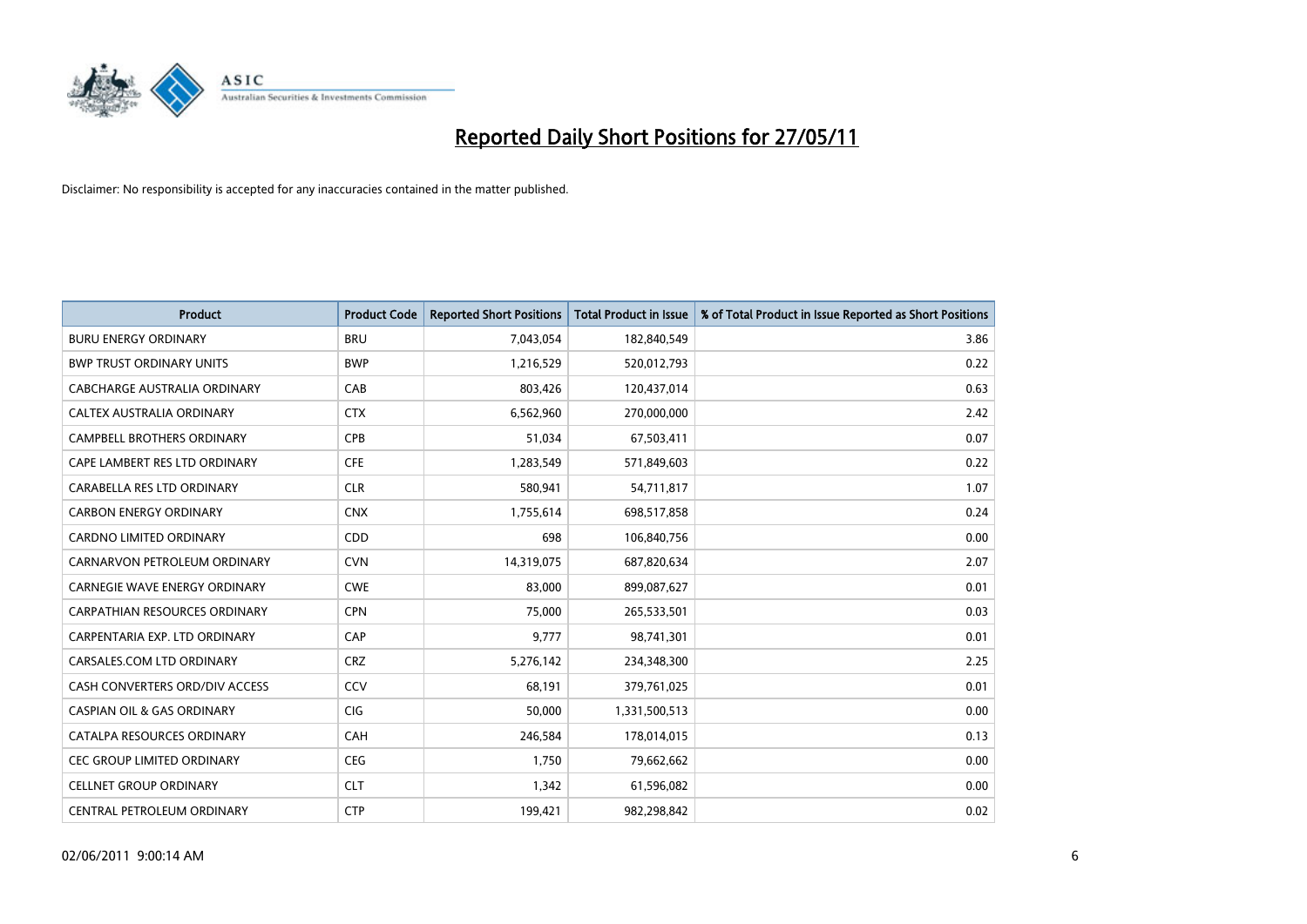# Reported Daily Short Positions for 27/05/11

Disclaimer: No responsibility is accepted for any inaccuracies contained in the matter published.

| Product | Product Code | Reported Short Positions | Total Product in Issue | % of Total Product in Issue Reported as Short Positions |
|---|---|---|---|---|
| BURU ENERGY ORDINARY | BRU | 7,043,054 | 182,840,549 | 3.86 |
| BWP TRUST ORDINARY UNITS | BWP | 1,216,529 | 520,012,793 | 0.22 |
| CABCHARGE AUSTRALIA ORDINARY | CAB | 803,426 | 120,437,014 | 0.63 |
| CALTEX AUSTRALIA ORDINARY | CTX | 6,562,960 | 270,000,000 | 2.42 |
| CAMPBELL BROTHERS ORDINARY | CPB | 51,034 | 67,503,411 | 0.07 |
| CAPE LAMBERT RES LTD ORDINARY | CFE | 1,283,549 | 571,849,603 | 0.22 |
| CARABELLA RES LTD ORDINARY | CLR | 580,941 | 54,711,817 | 1.07 |
| CARBON ENERGY ORDINARY | CNX | 1,755,614 | 698,517,858 | 0.24 |
| CARDNO LIMITED ORDINARY | CDD | 698 | 106,840,756 | 0.00 |
| CARNARVON PETROLEUM ORDINARY | CVN | 14,319,075 | 687,820,634 | 2.07 |
| CARNEGIE WAVE ENERGY ORDINARY | CWE | 83,000 | 899,087,627 | 0.01 |
| CARPATHIAN RESOURCES ORDINARY | CPN | 75,000 | 265,533,501 | 0.03 |
| CARPENTARIA EXP. LTD ORDINARY | CAP | 9,777 | 98,741,301 | 0.01 |
| CARSALES.COM LTD ORDINARY | CRZ | 5,276,142 | 234,348,300 | 2.25 |
| CASH CONVERTERS ORD/DIV ACCESS | CCV | 68,191 | 379,761,025 | 0.01 |
| CASPIAN OIL & GAS ORDINARY | CIG | 50,000 | 1,331,500,513 | 0.00 |
| CATALPA RESOURCES ORDINARY | CAH | 246,584 | 178,014,015 | 0.13 |
| CEC GROUP LIMITED ORDINARY | CEG | 1,750 | 79,662,662 | 0.00 |
| CELLNET GROUP ORDINARY | CLT | 1,342 | 61,596,082 | 0.00 |
| CENTRAL PETROLEUM ORDINARY | CTP | 199,421 | 982,298,842 | 0.02 |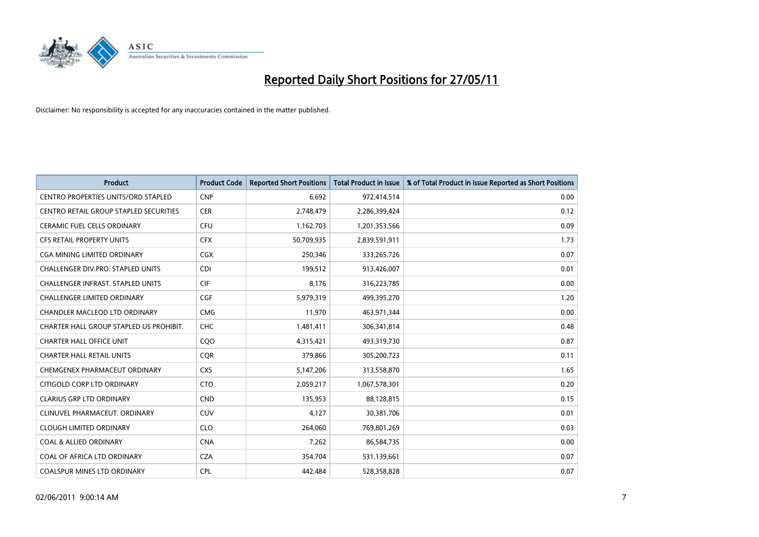# Reported Daily Short Positions for 27/05/11

Disclaimer: No responsibility is accepted for any inaccuracies contained in the matter published.

| Product | Product Code | Reported Short Positions | Total Product in Issue | % of Total Product in Issue Reported as Short Positions |
|---|---|---|---|---|
| CENTRO PROPERTIES UNITS/ORD STAPLED | CNP | 6,692 | 972,414,514 | 0.00 |
| CENTRO RETAIL GROUP STAPLED SECURITIES | CER | 2,748,479 | 2,286,399,424 | 0.12 |
| CERAMIC FUEL CELLS ORDINARY | CFU | 1,162,703 | 1,201,353,566 | 0.09 |
| CFS RETAIL PROPERTY UNITS | CFX | 50,709,935 | 2,839,591,911 | 1.73 |
| CGA MINING LIMITED ORDINARY | CGX | 250,346 | 333,265,726 | 0.07 |
| CHALLENGER DIV.PRO. STAPLED UNITS | CDI | 199,512 | 913,426,007 | 0.01 |
| CHALLENGER INFRAST. STAPLED UNITS | CIF | 8,176 | 316,223,785 | 0.00 |
| CHALLENGER LIMITED ORDINARY | CGF | 5,979,319 | 499,395,270 | 1.20 |
| CHANDLER MACLEOD LTD ORDINARY | CMG | 11,970 | 463,971,344 | 0.00 |
| CHARTER HALL GROUP STAPLED US PROHIBIT. | CHC | 1,481,411 | 306,341,814 | 0.48 |
| CHARTER HALL OFFICE UNIT | CQO | 4,315,421 | 493,319,730 | 0.87 |
| CHARTER HALL RETAIL UNITS | CQR | 379,866 | 305,200,723 | 0.11 |
| CHEMGENEX PHARMACEUT ORDINARY | CXS | 5,147,206 | 313,558,870 | 1.65 |
| CITIGOLD CORP LTD ORDINARY | CTO | 2,059,217 | 1,067,578,301 | 0.20 |
| CLARIUS GRP LTD ORDINARY | CND | 135,953 | 88,128,815 | 0.15 |
| CLINUVEL PHARMACEUT. ORDINARY | CUV | 4,127 | 30,381,706 | 0.01 |
| CLOUGH LIMITED ORDINARY | CLO | 264,060 | 769,801,269 | 0.03 |
| COAL & ALLIED ORDINARY | CNA | 7,262 | 86,584,735 | 0.00 |
| COAL OF AFRICA LTD ORDINARY | CZA | 354,704 | 531,139,661 | 0.07 |
| COALSPUR MINES LTD ORDINARY | CPL | 442,484 | 528,358,828 | 0.07 |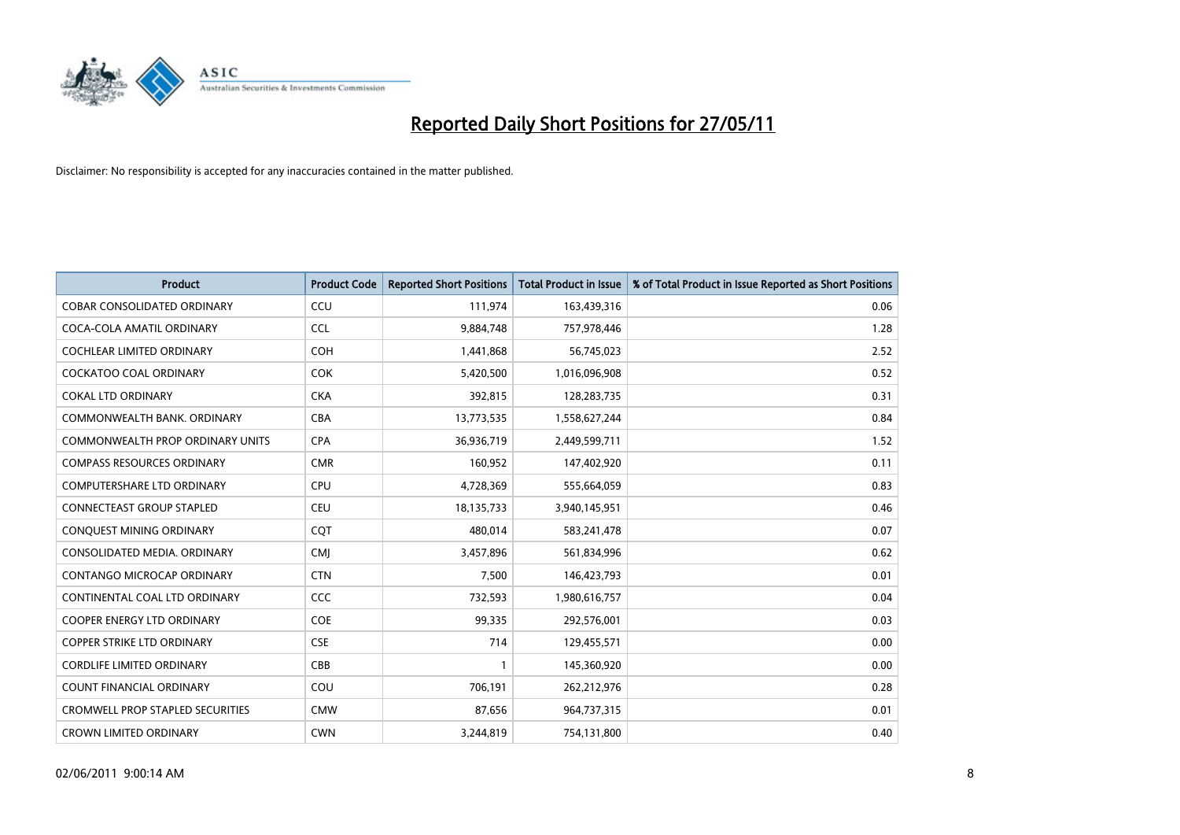# Reported Daily Short Positions for 27/05/11

Disclaimer: No responsibility is accepted for any inaccuracies contained in the matter published.

| Product | Product Code | Reported Short Positions | Total Product in Issue | % of Total Product in Issue Reported as Short Positions |
|---|---|---|---|---|
| COBAR CONSOLIDATED ORDINARY | CCU | 111,974 | 163,439,316 | 0.06 |
| COCA-COLA AMATIL ORDINARY | CCL | 9,884,748 | 757,978,446 | 1.28 |
| COCHLEAR LIMITED ORDINARY | COH | 1,441,868 | 56,745,023 | 2.52 |
| COCKATOO COAL ORDINARY | COK | 5,420,500 | 1,016,096,908 | 0.52 |
| COKAL LTD ORDINARY | CKA | 392,815 | 128,283,735 | 0.31 |
| COMMONWEALTH BANK. ORDINARY | CBA | 13,773,535 | 1,558,627,244 | 0.84 |
| COMMONWEALTH PROP ORDINARY UNITS | CPA | 36,936,719 | 2,449,599,711 | 1.52 |
| COMPASS RESOURCES ORDINARY | CMR | 160,952 | 147,402,920 | 0.11 |
| COMPUTERSHARE LTD ORDINARY | CPU | 4,728,369 | 555,664,059 | 0.83 |
| CONNECTEAST GROUP STAPLED | CEU | 18,135,733 | 3,940,145,951 | 0.46 |
| CONQUEST MINING ORDINARY | CQT | 480,014 | 583,241,478 | 0.07 |
| CONSOLIDATED MEDIA. ORDINARY | CMJ | 3,457,896 | 561,834,996 | 0.62 |
| CONTANGO MICROCAP ORDINARY | CTN | 7,500 | 146,423,793 | 0.01 |
| CONTINENTAL COAL LTD ORDINARY | CCC | 732,593 | 1,980,616,757 | 0.04 |
| COOPER ENERGY LTD ORDINARY | COE | 99,335 | 292,576,001 | 0.03 |
| COPPER STRIKE LTD ORDINARY | CSE | 714 | 129,455,571 | 0.00 |
| CORDLIFE LIMITED ORDINARY | CBB | 1 | 145,360,920 | 0.00 |
| COUNT FINANCIAL ORDINARY | COU | 706,191 | 262,212,976 | 0.28 |
| CROMWELL PROP STAPLED SECURITIES | CMW | 87,656 | 964,737,315 | 0.01 |
| CROWN LIMITED ORDINARY | CWN | 3,244,819 | 754,131,800 | 0.40 |

02/06/2011 9:00:14 AM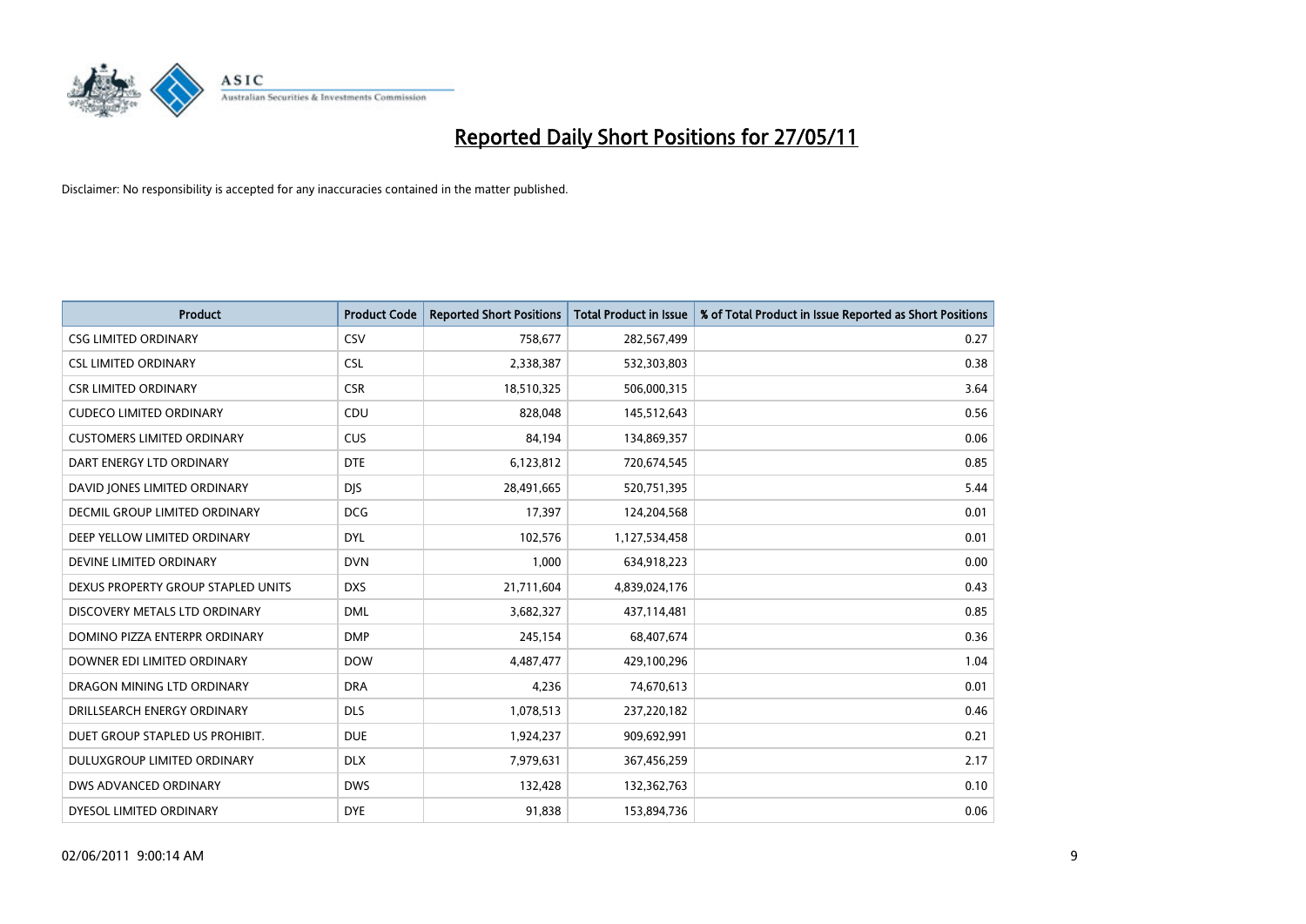# Reported Daily Short Positions for 27/05/11

Disclaimer: No responsibility is accepted for any inaccuracies contained in the matter published.

| Product | Product Code | Reported Short Positions | Total Product in Issue | % of Total Product in Issue Reported as Short Positions |
|---|---|---|---|---|
| CSG LIMITED ORDINARY | CSV | 758,677 | 282,567,499 | 0.27 |
| CSL LIMITED ORDINARY | CSL | 2,338,387 | 532,303,803 | 0.38 |
| CSR LIMITED ORDINARY | CSR | 18,510,325 | 506,000,315 | 3.64 |
| CUDECO LIMITED ORDINARY | CDU | 828,048 | 145,512,643 | 0.56 |
| CUSTOMERS LIMITED ORDINARY | CUS | 84,194 | 134,869,357 | 0.06 |
| DART ENERGY LTD ORDINARY | DTE | 6,123,812 | 720,674,545 | 0.85 |
| DAVID JONES LIMITED ORDINARY | DJS | 28,491,665 | 520,751,395 | 5.44 |
| DECMIL GROUP LIMITED ORDINARY | DCG | 17,397 | 124,204,568 | 0.01 |
| DEEP YELLOW LIMITED ORDINARY | DYL | 102,576 | 1,127,534,458 | 0.01 |
| DEVINE LIMITED ORDINARY | DVN | 1,000 | 634,918,223 | 0.00 |
| DEXUS PROPERTY GROUP STAPLED UNITS | DXS | 21,711,604 | 4,839,024,176 | 0.43 |
| DISCOVERY METALS LTD ORDINARY | DML | 3,682,327 | 437,114,481 | 0.85 |
| DOMINO PIZZA ENTERPR ORDINARY | DMP | 245,154 | 68,407,674 | 0.36 |
| DOWNER EDI LIMITED ORDINARY | DOW | 4,487,477 | 429,100,296 | 1.04 |
| DRAGON MINING LTD ORDINARY | DRA | 4,236 | 74,670,613 | 0.01 |
| DRILLSEARCH ENERGY ORDINARY | DLS | 1,078,513 | 237,220,182 | 0.46 |
| DUET GROUP STAPLED US PROHIBIT. | DUE | 1,924,237 | 909,692,991 | 0.21 |
| DULUXGROUP LIMITED ORDINARY | DLX | 7,979,631 | 367,456,259 | 2.17 |
| DWS ADVANCED ORDINARY | DWS | 132,428 | 132,362,763 | 0.10 |
| DYESOL LIMITED ORDINARY | DYE | 91,838 | 153,894,736 | 0.06 |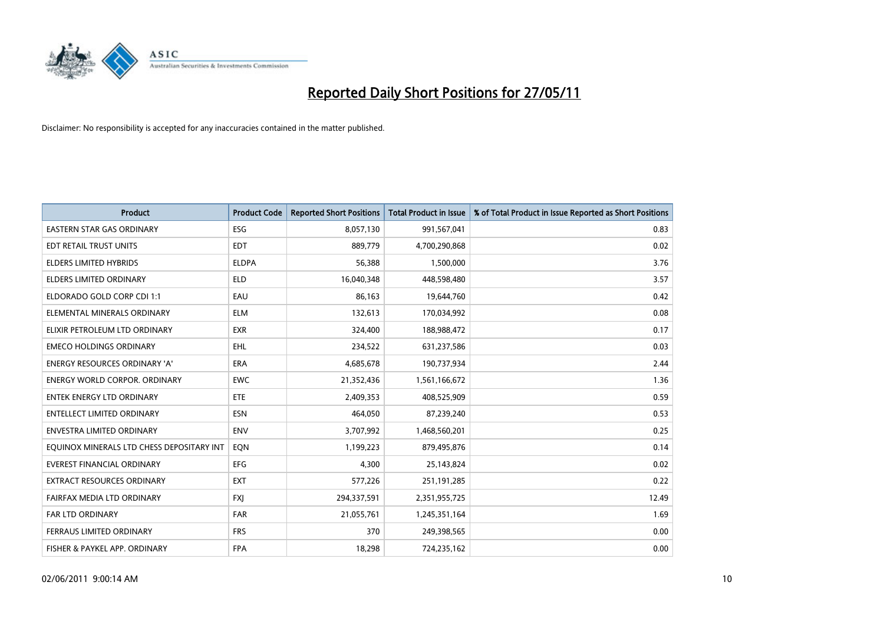# Reported Daily Short Positions for 27/05/11

Disclaimer: No responsibility is accepted for any inaccuracies contained in the matter published.

| Product | Product Code | Reported Short Positions | Total Product in Issue | % of Total Product in Issue Reported as Short Positions |
|---|---|---|---|---|
| EASTERN STAR GAS ORDINARY | ESG | 8,057,130 | 991,567,041 | 0.83 |
| EDT RETAIL TRUST UNITS | EDT | 889,779 | 4,700,290,868 | 0.02 |
| ELDERS LIMITED HYBRIDS | ELDPA | 56,388 | 1,500,000 | 3.76 |
| ELDERS LIMITED ORDINARY | ELD | 16,040,348 | 448,598,480 | 3.57 |
| ELDORADO GOLD CORP CDI 1:1 | EAU | 86,163 | 19,644,760 | 0.42 |
| ELEMENTAL MINERALS ORDINARY | ELM | 132,613 | 170,034,992 | 0.08 |
| ELIXIR PETROLEUM LTD ORDINARY | EXR | 324,400 | 188,988,472 | 0.17 |
| EMECO HOLDINGS ORDINARY | EHL | 234,522 | 631,237,586 | 0.03 |
| ENERGY RESOURCES ORDINARY 'A' | ERA | 4,685,678 | 190,737,934 | 2.44 |
| ENERGY WORLD CORPOR. ORDINARY | EWC | 21,352,436 | 1,561,166,672 | 1.36 |
| ENTEK ENERGY LTD ORDINARY | ETE | 2,409,353 | 408,525,909 | 0.59 |
| ENTELLECT LIMITED ORDINARY | ESN | 464,050 | 87,239,240 | 0.53 |
| ENVESTRA LIMITED ORDINARY | ENV | 3,707,992 | 1,468,560,201 | 0.25 |
| EQUINOX MINERALS LTD CHESS DEPOSITARY INT | EQN | 1,199,223 | 879,495,876 | 0.14 |
| EVEREST FINANCIAL ORDINARY | EFG | 4,300 | 25,143,824 | 0.02 |
| EXTRACT RESOURCES ORDINARY | EXT | 577,226 | 251,191,285 | 0.22 |
| FAIRFAX MEDIA LTD ORDINARY | FXJ | 294,337,591 | 2,351,955,725 | 12.49 |
| FAR LTD ORDINARY | FAR | 21,055,761 | 1,245,351,164 | 1.69 |
| FERRAUS LIMITED ORDINARY | FRS | 370 | 249,398,565 | 0.00 |
| FISHER & PAYKEL APP. ORDINARY | FPA | 18,298 | 724,235,162 | 0.00 |

02/06/2011 9:00:14 AM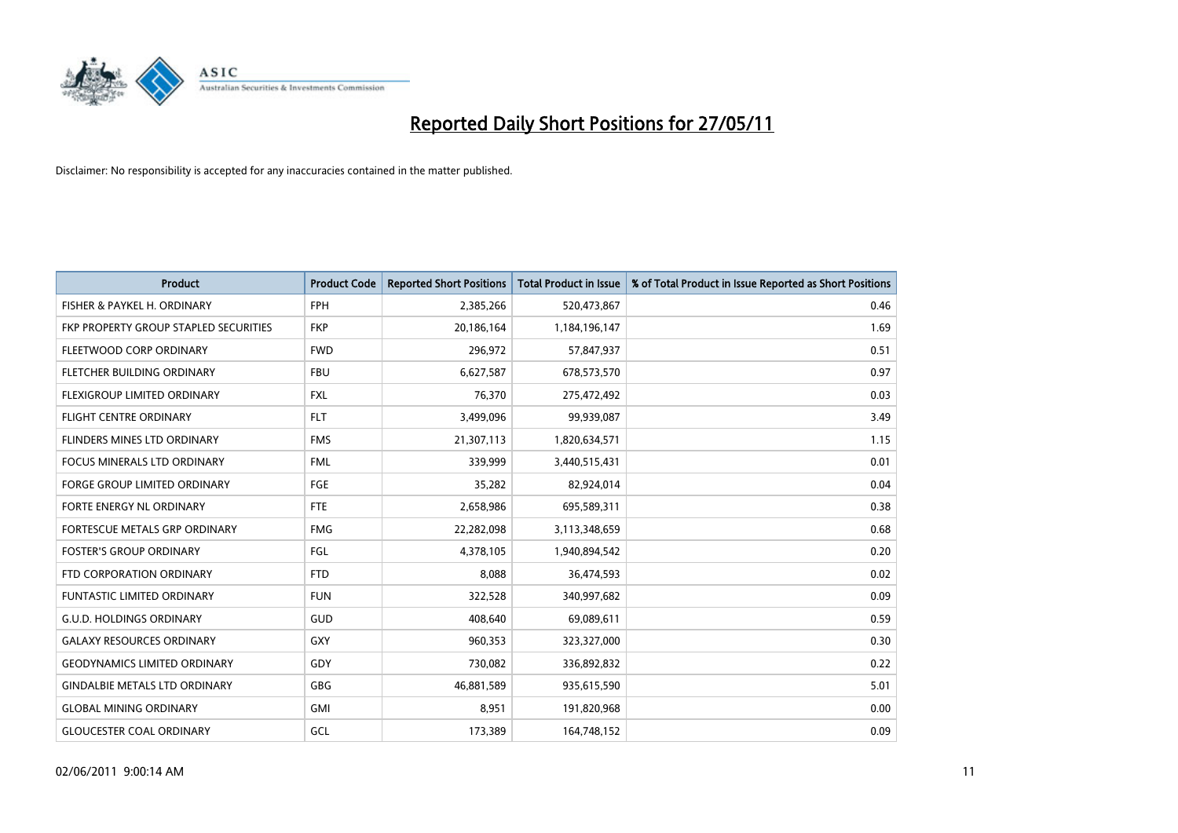# Reported Daily Short Positions for 27/05/11

Disclaimer: No responsibility is accepted for any inaccuracies contained in the matter published.

| Product | Product Code | Reported Short Positions | Total Product in Issue | % of Total Product in Issue Reported as Short Positions |
|---|---|---|---|---|
| FISHER & PAYKEL H. ORDINARY | FPH | 2,385,266 | 520,473,867 | 0.46 |
| FKP PROPERTY GROUP STAPLED SECURITIES | FKP | 20,186,164 | 1,184,196,147 | 1.69 |
| FLEETWOOD CORP ORDINARY | FWD | 296,972 | 57,847,937 | 0.51 |
| FLETCHER BUILDING ORDINARY | FBU | 6,627,587 | 678,573,570 | 0.97 |
| FLEXIGROUP LIMITED ORDINARY | FXL | 76,370 | 275,472,492 | 0.03 |
| FLIGHT CENTRE ORDINARY | FLT | 3,499,096 | 99,939,087 | 3.49 |
| FLINDERS MINES LTD ORDINARY | FMS | 21,307,113 | 1,820,634,571 | 1.15 |
| FOCUS MINERALS LTD ORDINARY | FML | 339,999 | 3,440,515,431 | 0.01 |
| FORGE GROUP LIMITED ORDINARY | FGE | 35,282 | 82,924,014 | 0.04 |
| FORTE ENERGY NL ORDINARY | FTE | 2,658,986 | 695,589,311 | 0.38 |
| FORTESCUE METALS GRP ORDINARY | FMG | 22,282,098 | 3,113,348,659 | 0.68 |
| FOSTER'S GROUP ORDINARY | FGL | 4,378,105 | 1,940,894,542 | 0.20 |
| FTD CORPORATION ORDINARY | FTD | 8,088 | 36,474,593 | 0.02 |
| FUNTASTIC LIMITED ORDINARY | FUN | 322,528 | 340,997,682 | 0.09 |
| G.U.D. HOLDINGS ORDINARY | GUD | 408,640 | 69,089,611 | 0.59 |
| GALAXY RESOURCES ORDINARY | GXY | 960,353 | 323,327,000 | 0.30 |
| GEODYNAMICS LIMITED ORDINARY | GDY | 730,082 | 336,892,832 | 0.22 |
| GINDALBIE METALS LTD ORDINARY | GBG | 46,881,589 | 935,615,590 | 5.01 |
| GLOBAL MINING ORDINARY | GMI | 8,951 | 191,820,968 | 0.00 |
| GLOUCESTER COAL ORDINARY | GCL | 173,389 | 164,748,152 | 0.09 |

02/06/2011 9:00:14 AM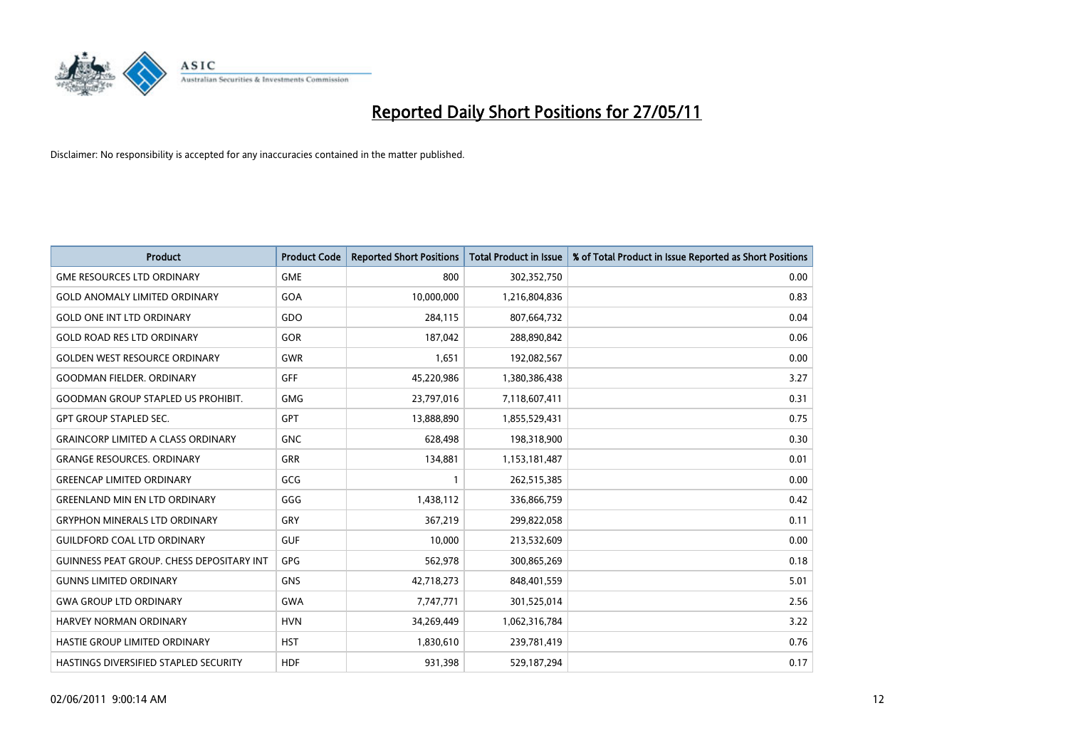# Reported Daily Short Positions for 27/05/11

Disclaimer: No responsibility is accepted for any inaccuracies contained in the matter published.

| Product | Product Code | Reported Short Positions | Total Product in Issue | % of Total Product in Issue Reported as Short Positions |
|---|---|---|---|---|
| GME RESOURCES LTD ORDINARY | GME | 800 | 302,352,750 | 0.00 |
| GOLD ANOMALY LIMITED ORDINARY | GOA | 10,000,000 | 1,216,804,836 | 0.83 |
| GOLD ONE INT LTD ORDINARY | GDO | 284,115 | 807,664,732 | 0.04 |
| GOLD ROAD RES LTD ORDINARY | GOR | 187,042 | 288,890,842 | 0.06 |
| GOLDEN WEST RESOURCE ORDINARY | GWR | 1,651 | 192,082,567 | 0.00 |
| GOODMAN FIELDER. ORDINARY | GFF | 45,220,986 | 1,380,386,438 | 3.27 |
| GOODMAN GROUP STAPLED US PROHIBIT. | GMG | 23,797,016 | 7,118,607,411 | 0.31 |
| GPT GROUP STAPLED SEC. | GPT | 13,888,890 | 1,855,529,431 | 0.75 |
| GRAINCORP LIMITED A CLASS ORDINARY | GNC | 628,498 | 198,318,900 | 0.30 |
| GRANGE RESOURCES. ORDINARY | GRR | 134,881 | 1,153,181,487 | 0.01 |
| GREENCAP LIMITED ORDINARY | GCG | 1 | 262,515,385 | 0.00 |
| GREENLAND MIN EN LTD ORDINARY | GGG | 1,438,112 | 336,866,759 | 0.42 |
| GRYPHON MINERALS LTD ORDINARY | GRY | 367,219 | 299,822,058 | 0.11 |
| GUILDFORD COAL LTD ORDINARY | GUF | 10,000 | 213,532,609 | 0.00 |
| GUINNESS PEAT GROUP. CHESS DEPOSITARY INT | GPG | 562,978 | 300,865,269 | 0.18 |
| GUNNS LIMITED ORDINARY | GNS | 42,718,273 | 848,401,559 | 5.01 |
| GWA GROUP LTD ORDINARY | GWA | 7,747,771 | 301,525,014 | 2.56 |
| HARVEY NORMAN ORDINARY | HVN | 34,269,449 | 1,062,316,784 | 3.22 |
| HASTIE GROUP LIMITED ORDINARY | HST | 1,830,610 | 239,781,419 | 0.76 |
| HASTINGS DIVERSIFIED STAPLED SECURITY | HDF | 931,398 | 529,187,294 | 0.17 |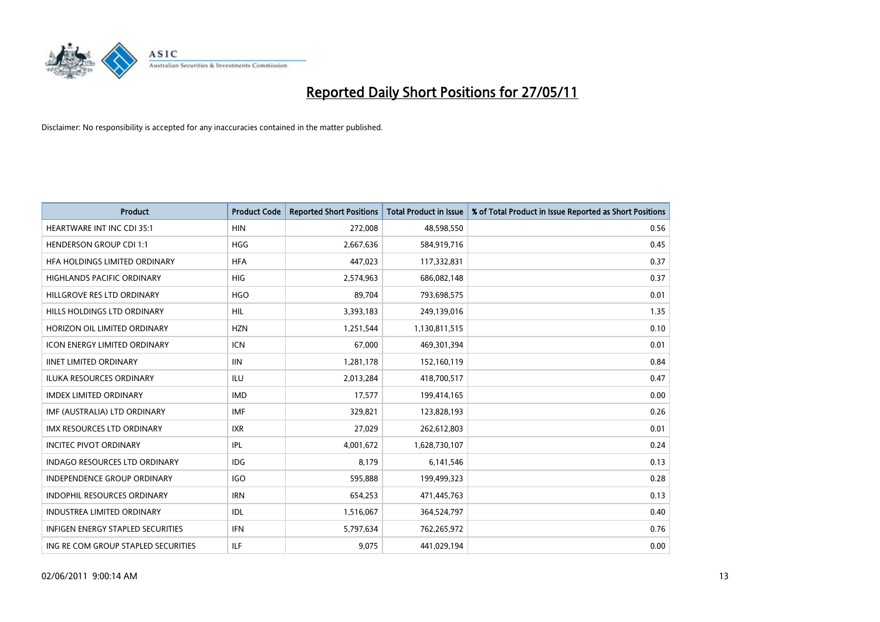# Reported Daily Short Positions for 27/05/11

Disclaimer: No responsibility is accepted for any inaccuracies contained in the matter published.

| Product | Product Code | Reported Short Positions | Total Product in Issue | % of Total Product in Issue Reported as Short Positions |
|---|---|---|---|---|
| HEARTWARE INT INC CDI 35:1 | HIN | 272,008 | 48,598,550 | 0.56 |
| HENDERSON GROUP CDI 1:1 | HGG | 2,667,636 | 584,919,716 | 0.45 |
| HFA HOLDINGS LIMITED ORDINARY | HFA | 447,023 | 117,332,831 | 0.37 |
| HIGHLANDS PACIFIC ORDINARY | HIG | 2,574,963 | 686,082,148 | 0.37 |
| HILLGROVE RES LTD ORDINARY | HGO | 89,704 | 793,698,575 | 0.01 |
| HILLS HOLDINGS LTD ORDINARY | HIL | 3,393,183 | 249,139,016 | 1.35 |
| HORIZON OIL LIMITED ORDINARY | HZN | 1,251,544 | 1,130,811,515 | 0.10 |
| ICON ENERGY LIMITED ORDINARY | ICN | 67,000 | 469,301,394 | 0.01 |
| IINET LIMITED ORDINARY | IIN | 1,281,178 | 152,160,119 | 0.84 |
| ILUKA RESOURCES ORDINARY | ILU | 2,013,284 | 418,700,517 | 0.47 |
| IMDEX LIMITED ORDINARY | IMD | 17,577 | 199,414,165 | 0.00 |
| IMF (AUSTRALIA) LTD ORDINARY | IMF | 329,821 | 123,828,193 | 0.26 |
| IMX RESOURCES LTD ORDINARY | IXR | 27,029 | 262,612,803 | 0.01 |
| INCITEC PIVOT ORDINARY | IPL | 4,001,672 | 1,628,730,107 | 0.24 |
| INDAGO RESOURCES LTD ORDINARY | IDG | 8,179 | 6,141,546 | 0.13 |
| INDEPENDENCE GROUP ORDINARY | IGO | 595,888 | 199,499,323 | 0.28 |
| INDOPHIL RESOURCES ORDINARY | IRN | 654,253 | 471,445,763 | 0.13 |
| INDUSTREA LIMITED ORDINARY | IDL | 1,516,067 | 364,524,797 | 0.40 |
| INFIGEN ENERGY STAPLED SECURITIES | IFN | 5,797,634 | 762,265,972 | 0.76 |
| ING RE COM GROUP STAPLED SECURITIES | ILF | 9,075 | 441,029,194 | 0.00 |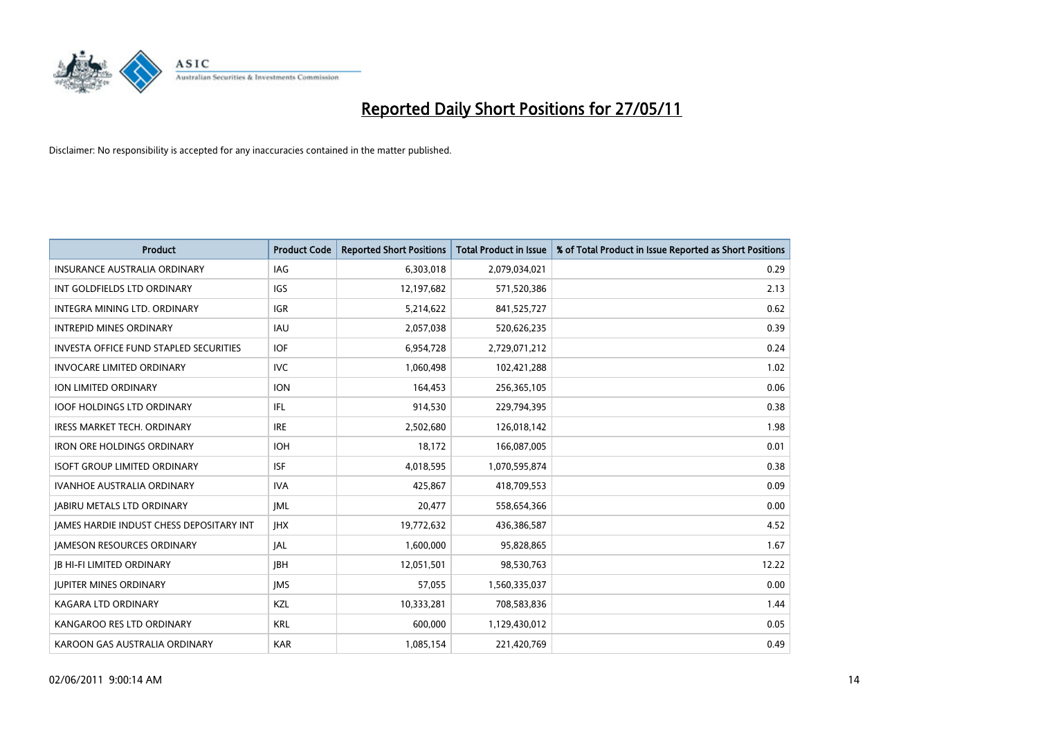# Reported Daily Short Positions for 27/05/11

Disclaimer: No responsibility is accepted for any inaccuracies contained in the matter published.

| Product | Product Code | Reported Short Positions | Total Product in Issue | % of Total Product in Issue Reported as Short Positions |
|---|---|---|---|---|
| INSURANCE AUSTRALIA ORDINARY | IAG | 6,303,018 | 2,079,034,021 | 0.29 |
| INT GOLDFIELDS LTD ORDINARY | IGS | 12,197,682 | 571,520,386 | 2.13 |
| INTEGRA MINING LTD. ORDINARY | IGR | 5,214,622 | 841,525,727 | 0.62 |
| INTREPID MINES ORDINARY | IAU | 2,057,038 | 520,626,235 | 0.39 |
| INVESTA OFFICE FUND STAPLED SECURITIES | IOF | 6,954,728 | 2,729,071,212 | 0.24 |
| INVOCARE LIMITED ORDINARY | IVC | 1,060,498 | 102,421,288 | 1.02 |
| ION LIMITED ORDINARY | ION | 164,453 | 256,365,105 | 0.06 |
| IOOF HOLDINGS LTD ORDINARY | IFL | 914,530 | 229,794,395 | 0.38 |
| IRESS MARKET TECH. ORDINARY | IRE | 2,502,680 | 126,018,142 | 1.98 |
| IRON ORE HOLDINGS ORDINARY | IOH | 18,172 | 166,087,005 | 0.01 |
| ISOFT GROUP LIMITED ORDINARY | ISF | 4,018,595 | 1,070,595,874 | 0.38 |
| IVANHOE AUSTRALIA ORDINARY | IVA | 425,867 | 418,709,553 | 0.09 |
| JABIRU METALS LTD ORDINARY | JML | 20,477 | 558,654,366 | 0.00 |
| JAMES HARDIE INDUST CHESS DEPOSITARY INT | JHX | 19,772,632 | 436,386,587 | 4.52 |
| JAMESON RESOURCES ORDINARY | JAL | 1,600,000 | 95,828,865 | 1.67 |
| JB HI-FI LIMITED ORDINARY | JBH | 12,051,501 | 98,530,763 | 12.22 |
| JUPITER MINES ORDINARY | JMS | 57,055 | 1,560,335,037 | 0.00 |
| KAGARA LTD ORDINARY | KZL | 10,333,281 | 708,583,836 | 1.44 |
| KANGAROO RES LTD ORDINARY | KRL | 600,000 | 1,129,430,012 | 0.05 |
| KAROON GAS AUSTRALIA ORDINARY | KAR | 1,085,154 | 221,420,769 | 0.49 |

02/06/2011 9:00:14 AM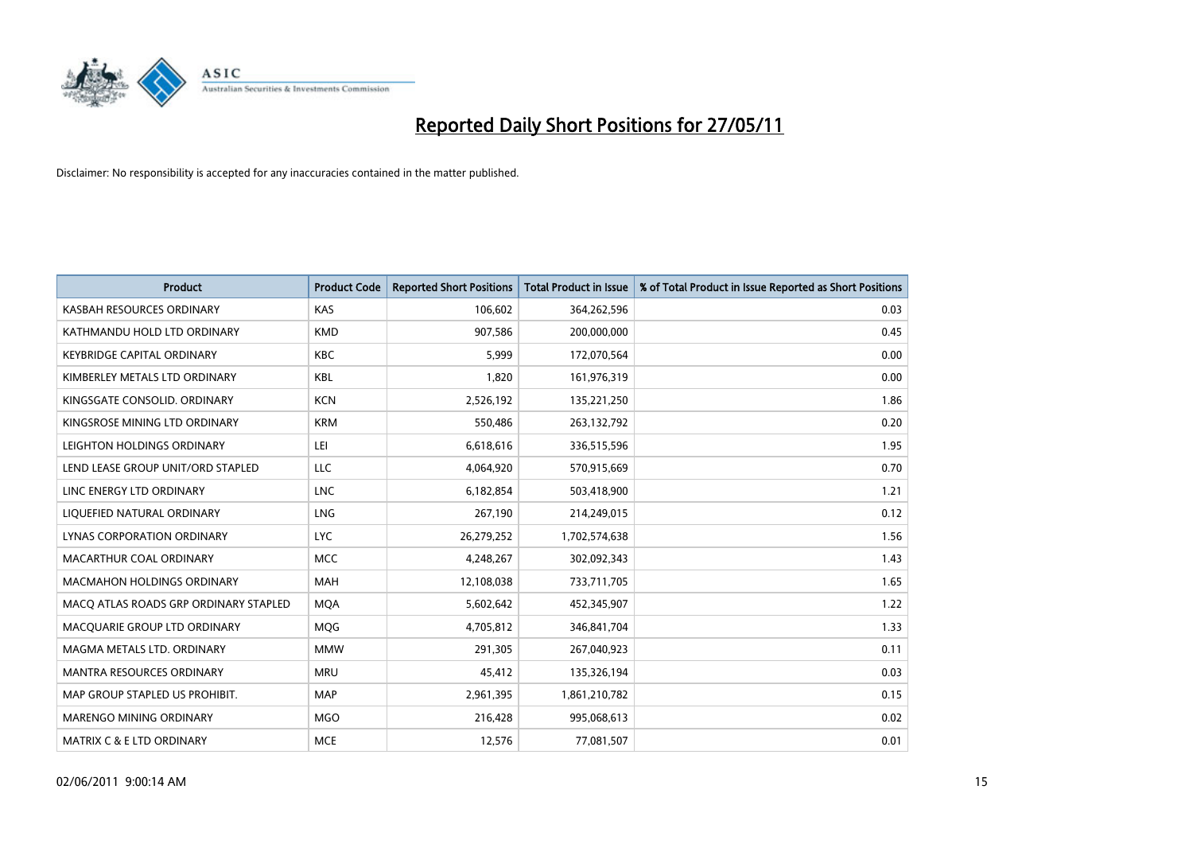# Reported Daily Short Positions for 27/05/11

Disclaimer: No responsibility is accepted for any inaccuracies contained in the matter published.

| Product | Product Code | Reported Short Positions | Total Product in Issue | % of Total Product in Issue Reported as Short Positions |
|---|---|---|---|---|
| KASBAH RESOURCES ORDINARY | KAS | 106,602 | 364,262,596 | 0.03 |
| KATHMANDU HOLD LTD ORDINARY | KMD | 907,586 | 200,000,000 | 0.45 |
| KEYBRIDGE CAPITAL ORDINARY | KBC | 5,999 | 172,070,564 | 0.00 |
| KIMBERLEY METALS LTD ORDINARY | KBL | 1,820 | 161,976,319 | 0.00 |
| KINGSGATE CONSOLID. ORDINARY | KCN | 2,526,192 | 135,221,250 | 1.86 |
| KINGSROSE MINING LTD ORDINARY | KRM | 550,486 | 263,132,792 | 0.20 |
| LEIGHTON HOLDINGS ORDINARY | LEI | 6,618,616 | 336,515,596 | 1.95 |
| LEND LEASE GROUP UNIT/ORD STAPLED | LLC | 4,064,920 | 570,915,669 | 0.70 |
| LINC ENERGY LTD ORDINARY | LNC | 6,182,854 | 503,418,900 | 1.21 |
| LIQUEFIED NATURAL ORDINARY | LNG | 267,190 | 214,249,015 | 0.12 |
| LYNAS CORPORATION ORDINARY | LYC | 26,279,252 | 1,702,574,638 | 1.56 |
| MACARTHUR COAL ORDINARY | MCC | 4,248,267 | 302,092,343 | 1.43 |
| MACMAHON HOLDINGS ORDINARY | MAH | 12,108,038 | 733,711,705 | 1.65 |
| MACQ ATLAS ROADS GRP ORDINARY STAPLED | MQA | 5,602,642 | 452,345,907 | 1.22 |
| MACQUARIE GROUP LTD ORDINARY | MQG | 4,705,812 | 346,841,704 | 1.33 |
| MAGMA METALS LTD. ORDINARY | MMW | 291,305 | 267,040,923 | 0.11 |
| MANTRA RESOURCES ORDINARY | MRU | 45,412 | 135,326,194 | 0.03 |
| MAP GROUP STAPLED US PROHIBIT. | MAP | 2,961,395 | 1,861,210,782 | 0.15 |
| MARENGO MINING ORDINARY | MGO | 216,428 | 995,068,613 | 0.02 |
| MATRIX C & E LTD ORDINARY | MCE | 12,576 | 77,081,507 | 0.01 |

02/06/2011 9:00:14 AM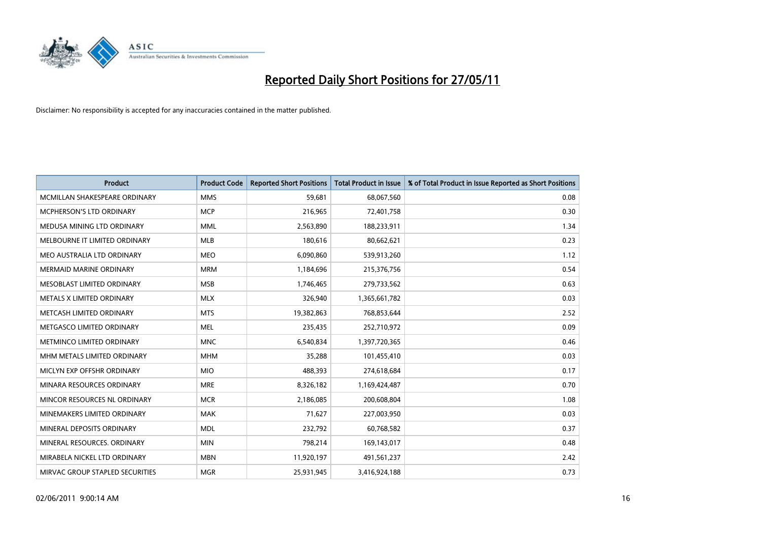# Reported Daily Short Positions for 27/05/11

Disclaimer: No responsibility is accepted for any inaccuracies contained in the matter published.

| Product | Product Code | Reported Short Positions | Total Product in Issue | % of Total Product in Issue Reported as Short Positions |
|---|---|---|---|---|
| MCMILLAN SHAKESPEARE ORDINARY | MMS | 59,681 | 68,067,560 | 0.08 |
| MCPHERSON'S LTD ORDINARY | MCP | 216,965 | 72,401,758 | 0.30 |
| MEDUSA MINING LTD ORDINARY | MML | 2,563,890 | 188,233,911 | 1.34 |
| MELBOURNE IT LIMITED ORDINARY | MLB | 180,616 | 80,662,621 | 0.23 |
| MEO AUSTRALIA LTD ORDINARY | MEO | 6,090,860 | 539,913,260 | 1.12 |
| MERMAID MARINE ORDINARY | MRM | 1,184,696 | 215,376,756 | 0.54 |
| MESOBLAST LIMITED ORDINARY | MSB | 1,746,465 | 279,733,562 | 0.63 |
| METALS X LIMITED ORDINARY | MLX | 326,940 | 1,365,661,782 | 0.03 |
| METCASH LIMITED ORDINARY | MTS | 19,382,863 | 768,853,644 | 2.52 |
| METGASCO LIMITED ORDINARY | MEL | 235,435 | 252,710,972 | 0.09 |
| METMINCO LIMITED ORDINARY | MNC | 6,540,834 | 1,397,720,365 | 0.46 |
| MHM METALS LIMITED ORDINARY | MHM | 35,288 | 101,455,410 | 0.03 |
| MICLYN EXP OFFSHR ORDINARY | MIO | 488,393 | 274,618,684 | 0.17 |
| MINARA RESOURCES ORDINARY | MRE | 8,326,182 | 1,169,424,487 | 0.70 |
| MINCOR RESOURCES NL ORDINARY | MCR | 2,186,085 | 200,608,804 | 1.08 |
| MINEMAKERS LIMITED ORDINARY | MAK | 71,627 | 227,003,950 | 0.03 |
| MINERAL DEPOSITS ORDINARY | MDL | 232,792 | 60,768,582 | 0.37 |
| MINERAL RESOURCES. ORDINARY | MIN | 798,214 | 169,143,017 | 0.48 |
| MIRABELA NICKEL LTD ORDINARY | MBN | 11,920,197 | 491,561,237 | 2.42 |
| MIRVAC GROUP STAPLED SECURITIES | MGR | 25,931,945 | 3,416,924,188 | 0.73 |

02/06/2011 9:00:14 AM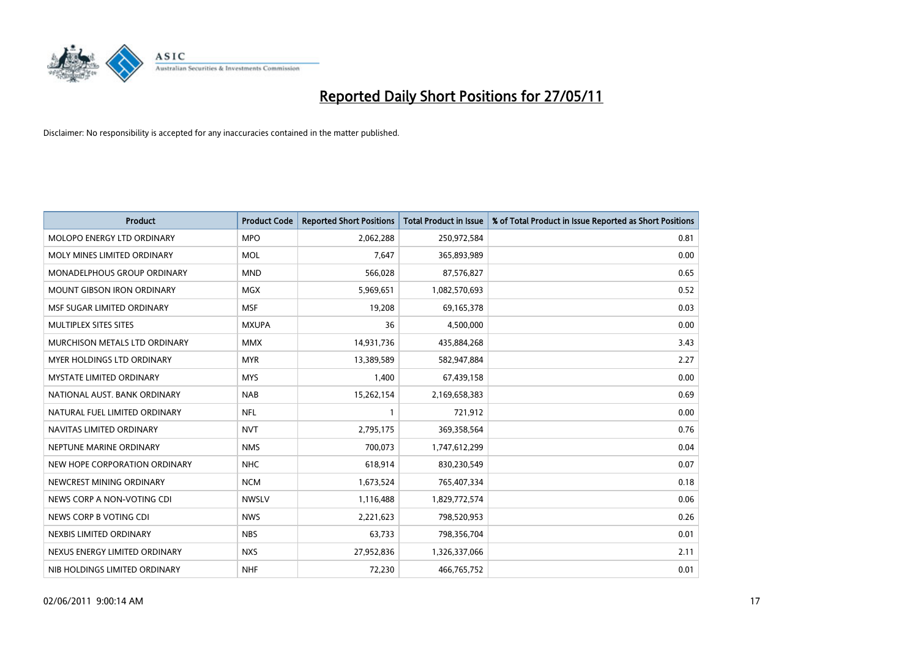# Reported Daily Short Positions for 27/05/11

Disclaimer: No responsibility is accepted for any inaccuracies contained in the matter published.

| Product | Product Code | Reported Short Positions | Total Product in Issue | % of Total Product in Issue Reported as Short Positions |
|---|---|---|---|---|
| MOLOPO ENERGY LTD ORDINARY | MPO | 2,062,288 | 250,972,584 | 0.81 |
| MOLY MINES LIMITED ORDINARY | MOL | 7,647 | 365,893,989 | 0.00 |
| MONADELPHOUS GROUP ORDINARY | MND | 566,028 | 87,576,827 | 0.65 |
| MOUNT GIBSON IRON ORDINARY | MGX | 5,969,651 | 1,082,570,693 | 0.52 |
| MSF SUGAR LIMITED ORDINARY | MSF | 19,208 | 69,165,378 | 0.03 |
| MULTIPLEX SITES SITES | MXUPA | 36 | 4,500,000 | 0.00 |
| MURCHISON METALS LTD ORDINARY | MMX | 14,931,736 | 435,884,268 | 3.43 |
| MYER HOLDINGS LTD ORDINARY | MYR | 13,389,589 | 582,947,884 | 2.27 |
| MYSTATE LIMITED ORDINARY | MYS | 1,400 | 67,439,158 | 0.00 |
| NATIONAL AUST. BANK ORDINARY | NAB | 15,262,154 | 2,169,658,383 | 0.69 |
| NATURAL FUEL LIMITED ORDINARY | NFL | 1 | 721,912 | 0.00 |
| NAVITAS LIMITED ORDINARY | NVT | 2,795,175 | 369,358,564 | 0.76 |
| NEPTUNE MARINE ORDINARY | NMS | 700,073 | 1,747,612,299 | 0.04 |
| NEW HOPE CORPORATION ORDINARY | NHC | 618,914 | 830,230,549 | 0.07 |
| NEWCREST MINING ORDINARY | NCM | 1,673,524 | 765,407,334 | 0.18 |
| NEWS CORP A NON-VOTING CDI | NWSLV | 1,116,488 | 1,829,772,574 | 0.06 |
| NEWS CORP B VOTING CDI | NWS | 2,221,623 | 798,520,953 | 0.26 |
| NEXBIS LIMITED ORDINARY | NBS | 63,733 | 798,356,704 | 0.01 |
| NEXUS ENERGY LIMITED ORDINARY | NXS | 27,952,836 | 1,326,337,066 | 2.11 |
| NIB HOLDINGS LIMITED ORDINARY | NHF | 72,230 | 466,765,752 | 0.01 |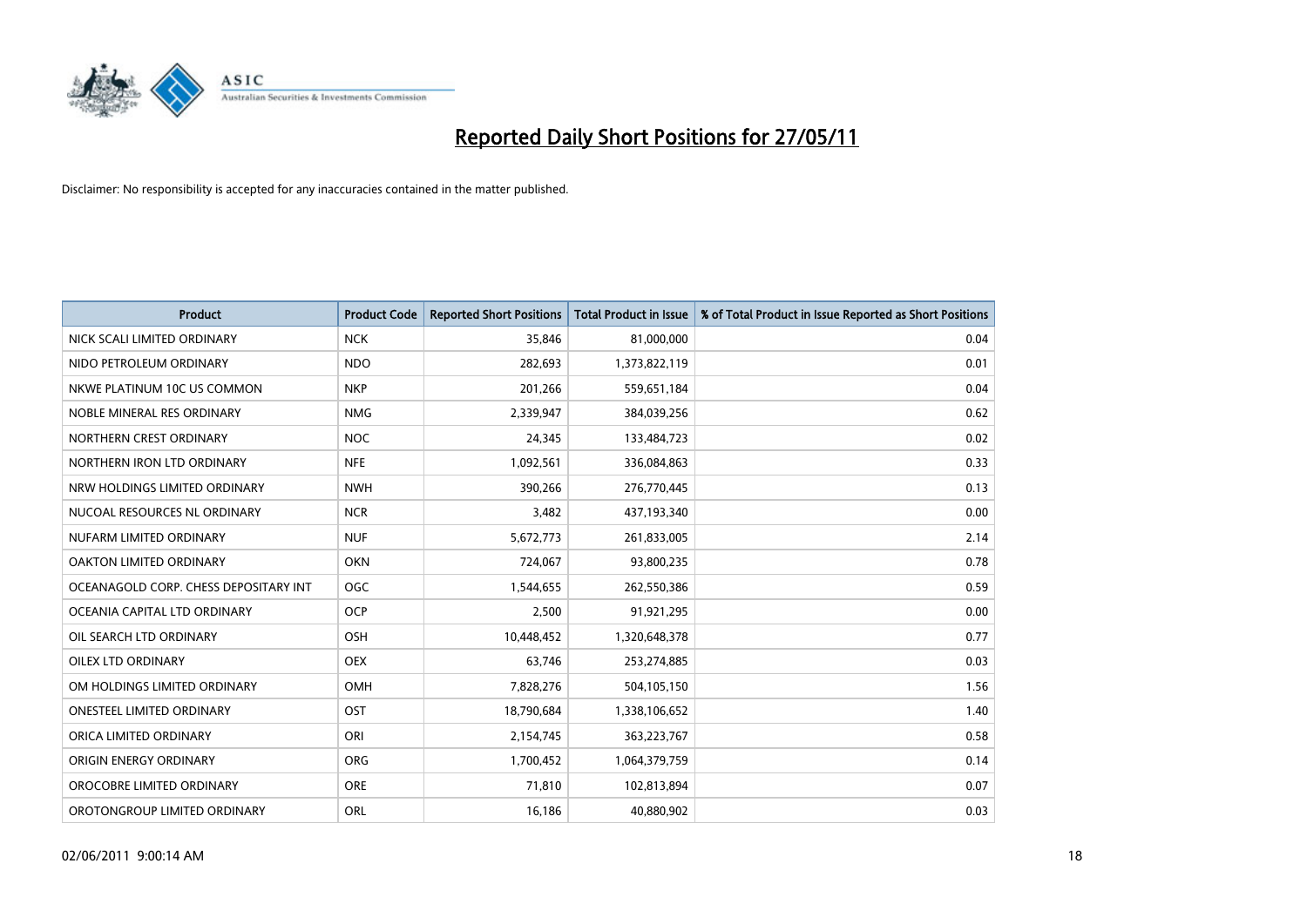# Reported Daily Short Positions for 27/05/11

Disclaimer: No responsibility is accepted for any inaccuracies contained in the matter published.

| Product | Product Code | Reported Short Positions | Total Product in Issue | % of Total Product in Issue Reported as Short Positions |
|---|---|---|---|---|
| NICK SCALI LIMITED ORDINARY | NCK | 35,846 | 81,000,000 | 0.04 |
| NIDO PETROLEUM ORDINARY | NDO | 282,693 | 1,373,822,119 | 0.01 |
| NKWE PLATINUM 10C US COMMON | NKP | 201,266 | 559,651,184 | 0.04 |
| NOBLE MINERAL RES ORDINARY | NMG | 2,339,947 | 384,039,256 | 0.62 |
| NORTHERN CREST ORDINARY | NOC | 24,345 | 133,484,723 | 0.02 |
| NORTHERN IRON LTD ORDINARY | NFE | 1,092,561 | 336,084,863 | 0.33 |
| NRW HOLDINGS LIMITED ORDINARY | NWH | 390,266 | 276,770,445 | 0.13 |
| NUCOAL RESOURCES NL ORDINARY | NCR | 3,482 | 437,193,340 | 0.00 |
| NUFARM LIMITED ORDINARY | NUF | 5,672,773 | 261,833,005 | 2.14 |
| OAKTON LIMITED ORDINARY | OKN | 724,067 | 93,800,235 | 0.78 |
| OCEANAGOLD CORP. CHESS DEPOSITARY INT | OGC | 1,544,655 | 262,550,386 | 0.59 |
| OCEANIA CAPITAL LTD ORDINARY | OCP | 2,500 | 91,921,295 | 0.00 |
| OIL SEARCH LTD ORDINARY | OSH | 10,448,452 | 1,320,648,378 | 0.77 |
| OILEX LTD ORDINARY | OEX | 63,746 | 253,274,885 | 0.03 |
| OM HOLDINGS LIMITED ORDINARY | OMH | 7,828,276 | 504,105,150 | 1.56 |
| ONESTEEL LIMITED ORDINARY | OST | 18,790,684 | 1,338,106,652 | 1.40 |
| ORICA LIMITED ORDINARY | ORI | 2,154,745 | 363,223,767 | 0.58 |
| ORIGIN ENERGY ORDINARY | ORG | 1,700,452 | 1,064,379,759 | 0.14 |
| OROCOBRE LIMITED ORDINARY | ORE | 71,810 | 102,813,894 | 0.07 |
| OROTONGROUP LIMITED ORDINARY | ORL | 16,186 | 40,880,902 | 0.03 |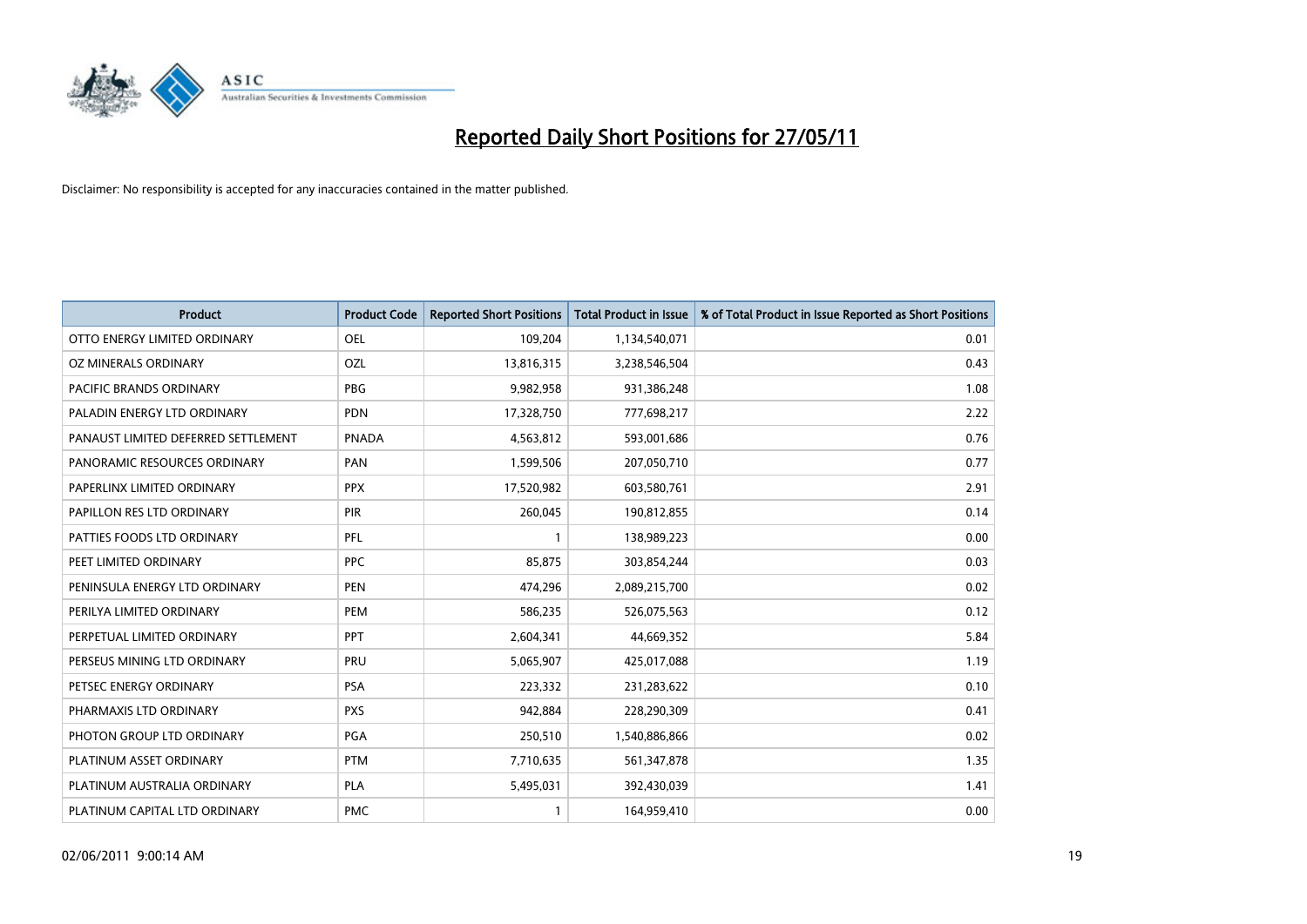# Reported Daily Short Positions for 27/05/11

Disclaimer: No responsibility is accepted for any inaccuracies contained in the matter published.

| Product | Product Code | Reported Short Positions | Total Product in Issue | % of Total Product in Issue Reported as Short Positions |
|---|---|---|---|---|
| OTTO ENERGY LIMITED ORDINARY | OEL | 109,204 | 1,134,540,071 | 0.01 |
| OZ MINERALS ORDINARY | OZL | 13,816,315 | 3,238,546,504 | 0.43 |
| PACIFIC BRANDS ORDINARY | PBG | 9,982,958 | 931,386,248 | 1.08 |
| PALADIN ENERGY LTD ORDINARY | PDN | 17,328,750 | 777,698,217 | 2.22 |
| PANAUST LIMITED DEFERRED SETTLEMENT | PNADA | 4,563,812 | 593,001,686 | 0.76 |
| PANORAMIC RESOURCES ORDINARY | PAN | 1,599,506 | 207,050,710 | 0.77 |
| PAPERLINX LIMITED ORDINARY | PPX | 17,520,982 | 603,580,761 | 2.91 |
| PAPILLON RES LTD ORDINARY | PIR | 260,045 | 190,812,855 | 0.14 |
| PATTIES FOODS LTD ORDINARY | PFL | 1 | 138,989,223 | 0.00 |
| PEET LIMITED ORDINARY | PPC | 85,875 | 303,854,244 | 0.03 |
| PENINSULA ENERGY LTD ORDINARY | PEN | 474,296 | 2,089,215,700 | 0.02 |
| PERILYA LIMITED ORDINARY | PEM | 586,235 | 526,075,563 | 0.12 |
| PERPETUAL LIMITED ORDINARY | PPT | 2,604,341 | 44,669,352 | 5.84 |
| PERSEUS MINING LTD ORDINARY | PRU | 5,065,907 | 425,017,088 | 1.19 |
| PETSEC ENERGY ORDINARY | PSA | 223,332 | 231,283,622 | 0.10 |
| PHARMAXIS LTD ORDINARY | PXS | 942,884 | 228,290,309 | 0.41 |
| PHOTON GROUP LTD ORDINARY | PGA | 250,510 | 1,540,886,866 | 0.02 |
| PLATINUM ASSET ORDINARY | PTM | 7,710,635 | 561,347,878 | 1.35 |
| PLATINUM AUSTRALIA ORDINARY | PLA | 5,495,031 | 392,430,039 | 1.41 |
| PLATINUM CAPITAL LTD ORDINARY | PMC | 1 | 164,959,410 | 0.00 |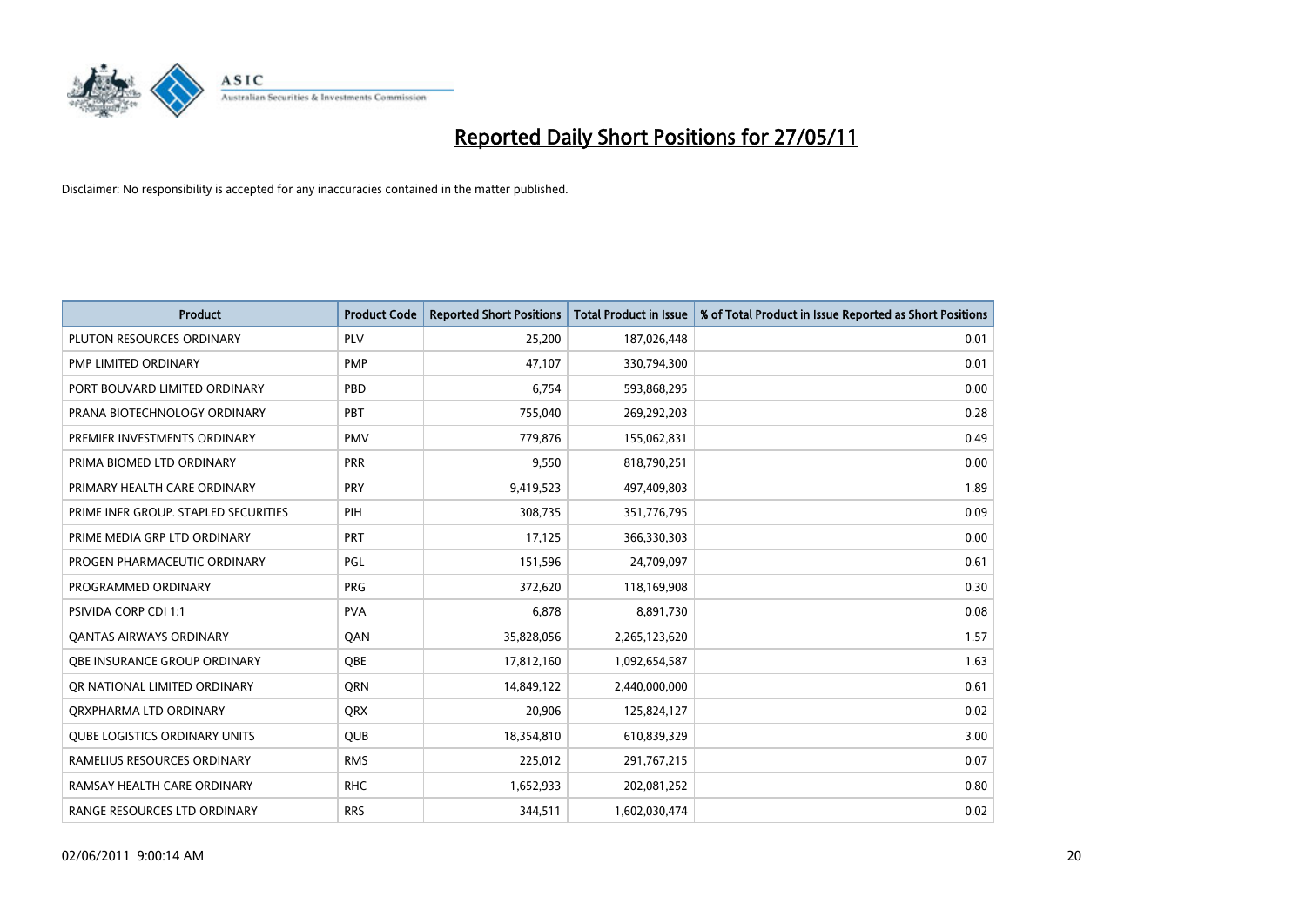# Reported Daily Short Positions for 27/05/11

Disclaimer: No responsibility is accepted for any inaccuracies contained in the matter published.

| Product | Product Code | Reported Short Positions | Total Product in Issue | % of Total Product in Issue Reported as Short Positions |
|---|---|---|---|---|
| PLUTON RESOURCES ORDINARY | PLV | 25,200 | 187,026,448 | 0.01 |
| PMP LIMITED ORDINARY | PMP | 47,107 | 330,794,300 | 0.01 |
| PORT BOUVARD LIMITED ORDINARY | PBD | 6,754 | 593,868,295 | 0.00 |
| PRANA BIOTECHNOLOGY ORDINARY | PBT | 755,040 | 269,292,203 | 0.28 |
| PREMIER INVESTMENTS ORDINARY | PMV | 779,876 | 155,062,831 | 0.49 |
| PRIMA BIOMED LTD ORDINARY | PRR | 9,550 | 818,790,251 | 0.00 |
| PRIMARY HEALTH CARE ORDINARY | PRY | 9,419,523 | 497,409,803 | 1.89 |
| PRIME INFR GROUP. STAPLED SECURITIES | PIH | 308,735 | 351,776,795 | 0.09 |
| PRIME MEDIA GRP LTD ORDINARY | PRT | 17,125 | 366,330,303 | 0.00 |
| PROGEN PHARMACEUTIC ORDINARY | PGL | 151,596 | 24,709,097 | 0.61 |
| PROGRAMMED ORDINARY | PRG | 372,620 | 118,169,908 | 0.30 |
| PSIVIDA CORP CDI 1:1 | PVA | 6,878 | 8,891,730 | 0.08 |
| QANTAS AIRWAYS ORDINARY | QAN | 35,828,056 | 2,265,123,620 | 1.57 |
| QBE INSURANCE GROUP ORDINARY | QBE | 17,812,160 | 1,092,654,587 | 1.63 |
| QR NATIONAL LIMITED ORDINARY | QRN | 14,849,122 | 2,440,000,000 | 0.61 |
| QRXPHARMA LTD ORDINARY | QRX | 20,906 | 125,824,127 | 0.02 |
| QUBE LOGISTICS ORDINARY UNITS | QUB | 18,354,810 | 610,839,329 | 3.00 |
| RAMELIUS RESOURCES ORDINARY | RMS | 225,012 | 291,767,215 | 0.07 |
| RAMSAY HEALTH CARE ORDINARY | RHC | 1,652,933 | 202,081,252 | 0.80 |
| RANGE RESOURCES LTD ORDINARY | RRS | 344,511 | 1,602,030,474 | 0.02 |

02/06/2011 9:00:14 AM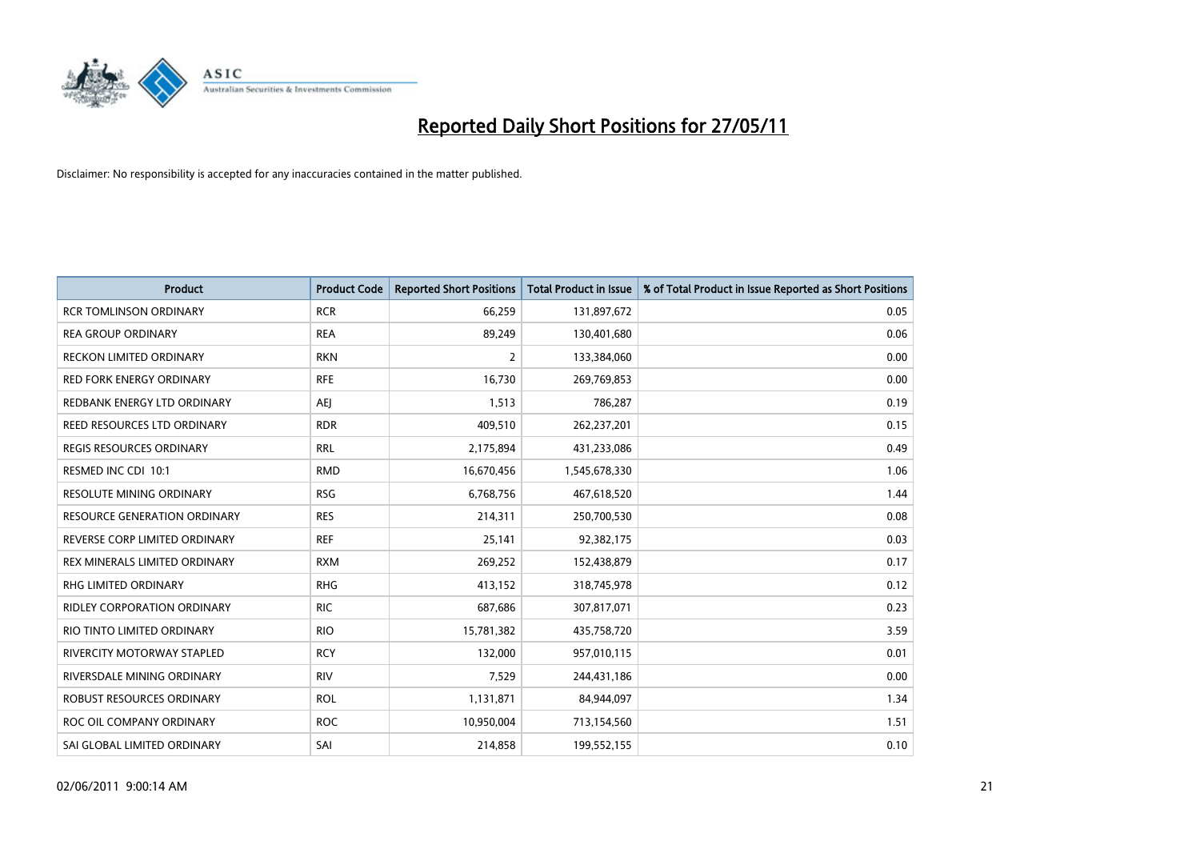# Reported Daily Short Positions for 27/05/11

Disclaimer: No responsibility is accepted for any inaccuracies contained in the matter published.

| Product | Product Code | Reported Short Positions | Total Product in Issue | % of Total Product in Issue Reported as Short Positions |
|---|---|---|---|---|
| RCR TOMLINSON ORDINARY | RCR | 66,259 | 131,897,672 | 0.05 |
| REA GROUP ORDINARY | REA | 89,249 | 130,401,680 | 0.06 |
| RECKON LIMITED ORDINARY | RKN | 2 | 133,384,060 | 0.00 |
| RED FORK ENERGY ORDINARY | RFE | 16,730 | 269,769,853 | 0.00 |
| REDBANK ENERGY LTD ORDINARY | AEJ | 1,513 | 786,287 | 0.19 |
| REED RESOURCES LTD ORDINARY | RDR | 409,510 | 262,237,201 | 0.15 |
| REGIS RESOURCES ORDINARY | RRL | 2,175,894 | 431,233,086 | 0.49 |
| RESMED INC CDI 10:1 | RMD | 16,670,456 | 1,545,678,330 | 1.06 |
| RESOLUTE MINING ORDINARY | RSG | 6,768,756 | 467,618,520 | 1.44 |
| RESOURCE GENERATION ORDINARY | RES | 214,311 | 250,700,530 | 0.08 |
| REVERSE CORP LIMITED ORDINARY | REF | 25,141 | 92,382,175 | 0.03 |
| REX MINERALS LIMITED ORDINARY | RXM | 269,252 | 152,438,879 | 0.17 |
| RHG LIMITED ORDINARY | RHG | 413,152 | 318,745,978 | 0.12 |
| RIDLEY CORPORATION ORDINARY | RIC | 687,686 | 307,817,071 | 0.23 |
| RIO TINTO LIMITED ORDINARY | RIO | 15,781,382 | 435,758,720 | 3.59 |
| RIVERCITY MOTORWAY STAPLED | RCY | 132,000 | 957,010,115 | 0.01 |
| RIVERSDALE MINING ORDINARY | RIV | 7,529 | 244,431,186 | 0.00 |
| ROBUST RESOURCES ORDINARY | ROL | 1,131,871 | 84,944,097 | 1.34 |
| ROC OIL COMPANY ORDINARY | ROC | 10,950,004 | 713,154,560 | 1.51 |
| SAI GLOBAL LIMITED ORDINARY | SAI | 214,858 | 199,552,155 | 0.10 |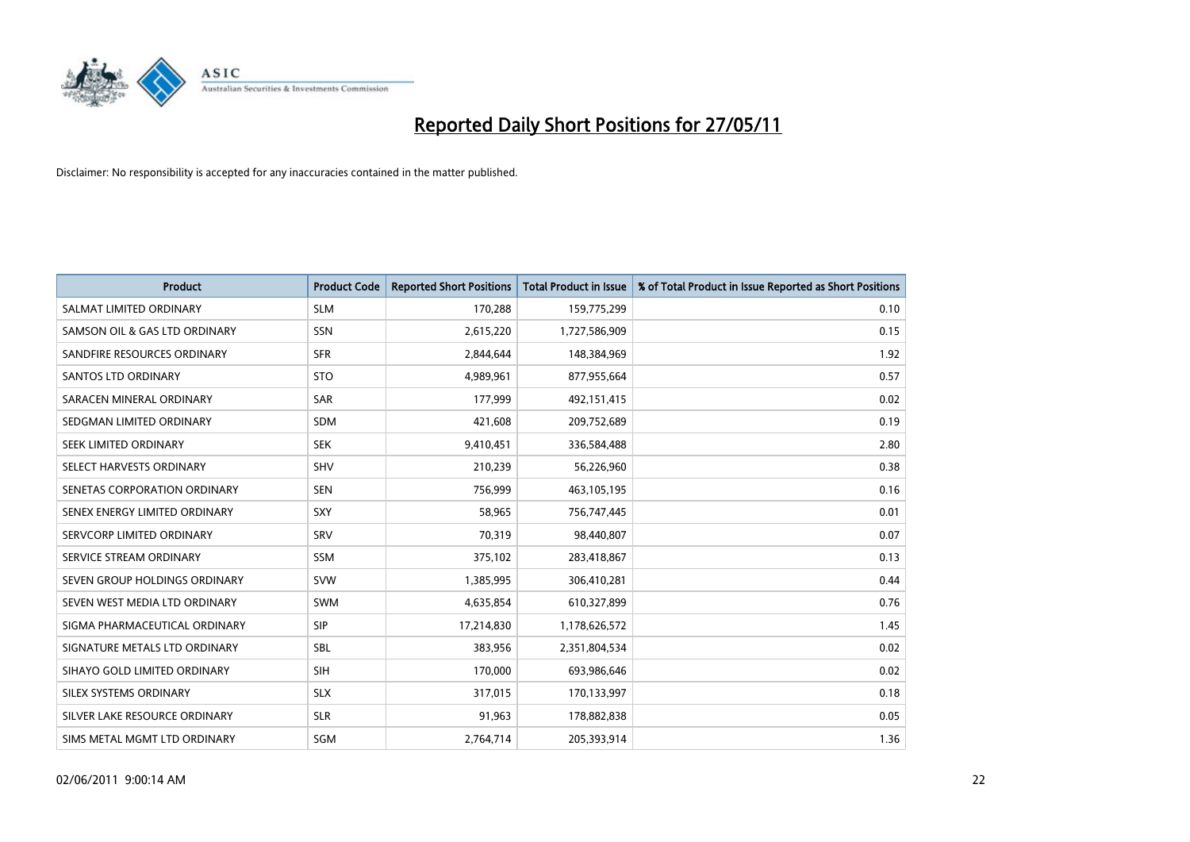# Reported Daily Short Positions for 27/05/11

Disclaimer: No responsibility is accepted for any inaccuracies contained in the matter published.

| Product | Product Code | Reported Short Positions | Total Product in Issue | % of Total Product in Issue Reported as Short Positions |
|---|---|---|---|---|
| SALMAT LIMITED ORDINARY | SLM | 170,288 | 159,775,299 | 0.10 |
| SAMSON OIL & GAS LTD ORDINARY | SSN | 2,615,220 | 1,727,586,909 | 0.15 |
| SANDFIRE RESOURCES ORDINARY | SFR | 2,844,644 | 148,384,969 | 1.92 |
| SANTOS LTD ORDINARY | STO | 4,989,961 | 877,955,664 | 0.57 |
| SARACEN MINERAL ORDINARY | SAR | 177,999 | 492,151,415 | 0.02 |
| SEDGMAN LIMITED ORDINARY | SDM | 421,608 | 209,752,689 | 0.19 |
| SEEK LIMITED ORDINARY | SEK | 9,410,451 | 336,584,488 | 2.80 |
| SELECT HARVESTS ORDINARY | SHV | 210,239 | 56,226,960 | 0.38 |
| SENETAS CORPORATION ORDINARY | SEN | 756,999 | 463,105,195 | 0.16 |
| SENEX ENERGY LIMITED ORDINARY | SXY | 58,965 | 756,747,445 | 0.01 |
| SERVCORP LIMITED ORDINARY | SRV | 70,319 | 98,440,807 | 0.07 |
| SERVICE STREAM ORDINARY | SSM | 375,102 | 283,418,867 | 0.13 |
| SEVEN GROUP HOLDINGS ORDINARY | SVW | 1,385,995 | 306,410,281 | 0.44 |
| SEVEN WEST MEDIA LTD ORDINARY | SWM | 4,635,854 | 610,327,899 | 0.76 |
| SIGMA PHARMACEUTICAL ORDINARY | SIP | 17,214,830 | 1,178,626,572 | 1.45 |
| SIGNATURE METALS LTD ORDINARY | SBL | 383,956 | 2,351,804,534 | 0.02 |
| SIHAYO GOLD LIMITED ORDINARY | SIH | 170,000 | 693,986,646 | 0.02 |
| SILEX SYSTEMS ORDINARY | SLX | 317,015 | 170,133,997 | 0.18 |
| SILVER LAKE RESOURCE ORDINARY | SLR | 91,963 | 178,882,838 | 0.05 |
| SIMS METAL MGMT LTD ORDINARY | SGM | 2,764,714 | 205,393,914 | 1.36 |

02/06/2011 9:00:14 AM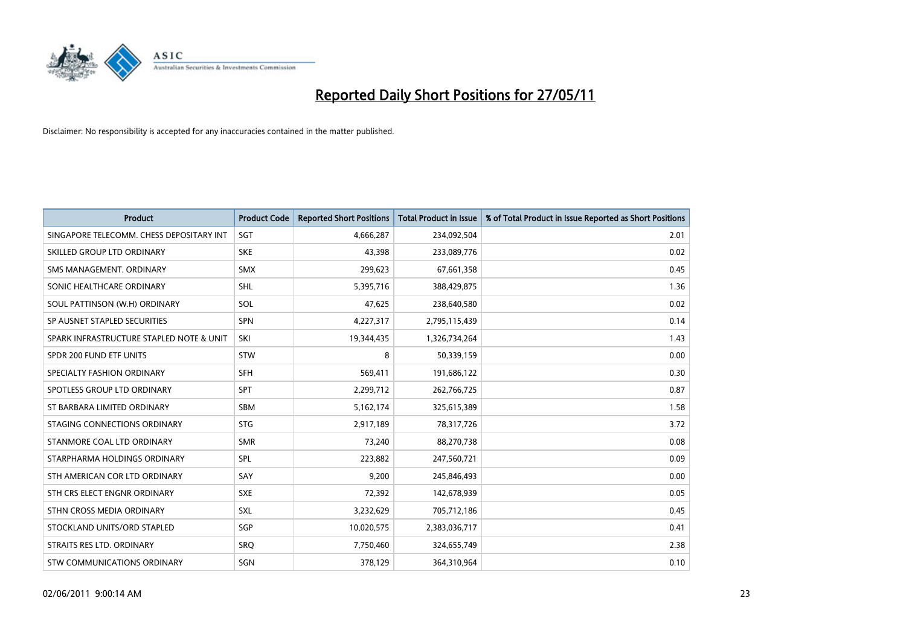# Reported Daily Short Positions for 27/05/11

Disclaimer: No responsibility is accepted for any inaccuracies contained in the matter published.

| Product | Product Code | Reported Short Positions | Total Product in Issue | % of Total Product in Issue Reported as Short Positions |
|---|---|---|---|---|
| SINGAPORE TELECOMM. CHESS DEPOSITARY INT | SGT | 4,666,287 | 234,092,504 | 2.01 |
| SKILLED GROUP LTD ORDINARY | SKE | 43,398 | 233,089,776 | 0.02 |
| SMS MANAGEMENT. ORDINARY | SMX | 299,623 | 67,661,358 | 0.45 |
| SONIC HEALTHCARE ORDINARY | SHL | 5,395,716 | 388,429,875 | 1.36 |
| SOUL PATTINSON (W.H) ORDINARY | SOL | 47,625 | 238,640,580 | 0.02 |
| SP AUSNET STAPLED SECURITIES | SPN | 4,227,317 | 2,795,115,439 | 0.14 |
| SPARK INFRASTRUCTURE STAPLED NOTE & UNIT | SKI | 19,344,435 | 1,326,734,264 | 1.43 |
| SPDR 200 FUND ETF UNITS | STW | 8 | 50,339,159 | 0.00 |
| SPECIALTY FASHION ORDINARY | SFH | 569,411 | 191,686,122 | 0.30 |
| SPOTLESS GROUP LTD ORDINARY | SPT | 2,299,712 | 262,766,725 | 0.87 |
| ST BARBARA LIMITED ORDINARY | SBM | 5,162,174 | 325,615,389 | 1.58 |
| STAGING CONNECTIONS ORDINARY | STG | 2,917,189 | 78,317,726 | 3.72 |
| STANMORE COAL LTD ORDINARY | SMR | 73,240 | 88,270,738 | 0.08 |
| STARPHARMA HOLDINGS ORDINARY | SPL | 223,882 | 247,560,721 | 0.09 |
| STH AMERICAN COR LTD ORDINARY | SAY | 9,200 | 245,846,493 | 0.00 |
| STH CRS ELECT ENGNR ORDINARY | SXE | 72,392 | 142,678,939 | 0.05 |
| STHN CROSS MEDIA ORDINARY | SXL | 3,232,629 | 705,712,186 | 0.45 |
| STOCKLAND UNITS/ORD STAPLED | SGP | 10,020,575 | 2,383,036,717 | 0.41 |
| STRAITS RES LTD. ORDINARY | SRQ | 7,750,460 | 324,655,749 | 2.38 |
| STW COMMUNICATIONS ORDINARY | SGN | 378,129 | 364,310,964 | 0.10 |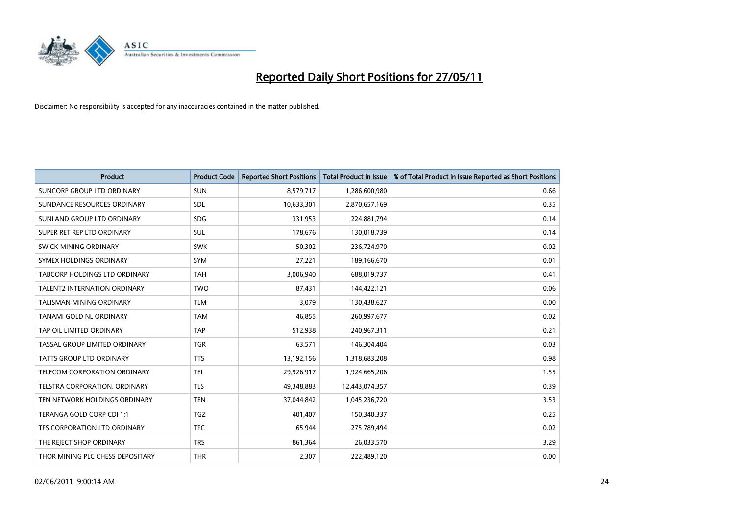# Reported Daily Short Positions for 27/05/11

Disclaimer: No responsibility is accepted for any inaccuracies contained in the matter published.

| Product | Product Code | Reported Short Positions | Total Product in Issue | % of Total Product in Issue Reported as Short Positions |
|---|---|---|---|---|
| SUNCORP GROUP LTD ORDINARY | SUN | 8,579,717 | 1,286,600,980 | 0.66 |
| SUNDANCE RESOURCES ORDINARY | SDL | 10,633,301 | 2,870,657,169 | 0.35 |
| SUNLAND GROUP LTD ORDINARY | SDG | 331,953 | 224,881,794 | 0.14 |
| SUPER RET REP LTD ORDINARY | SUL | 178,676 | 130,018,739 | 0.14 |
| SWICK MINING ORDINARY | SWK | 50,302 | 236,724,970 | 0.02 |
| SYMEX HOLDINGS ORDINARY | SYM | 27,221 | 189,166,670 | 0.01 |
| TABCORP HOLDINGS LTD ORDINARY | TAH | 3,006,940 | 688,019,737 | 0.41 |
| TALENT2 INTERNATION ORDINARY | TWO | 87,431 | 144,422,121 | 0.06 |
| TALISMAN MINING ORDINARY | TLM | 3,079 | 130,438,627 | 0.00 |
| TANAMI GOLD NL ORDINARY | TAM | 46,855 | 260,997,677 | 0.02 |
| TAP OIL LIMITED ORDINARY | TAP | 512,938 | 240,967,311 | 0.21 |
| TASSAL GROUP LIMITED ORDINARY | TGR | 63,571 | 146,304,404 | 0.03 |
| TATTS GROUP LTD ORDINARY | TTS | 13,192,156 | 1,318,683,208 | 0.98 |
| TELECOM CORPORATION ORDINARY | TEL | 29,926,917 | 1,924,665,206 | 1.55 |
| TELSTRA CORPORATION. ORDINARY | TLS | 49,348,883 | 12,443,074,357 | 0.39 |
| TEN NETWORK HOLDINGS ORDINARY | TEN | 37,044,842 | 1,045,236,720 | 3.53 |
| TERANGA GOLD CORP CDI 1:1 | TGZ | 401,407 | 150,340,337 | 0.25 |
| TFS CORPORATION LTD ORDINARY | TFC | 65,944 | 275,789,494 | 0.02 |
| THE REJECT SHOP ORDINARY | TRS | 861,364 | 26,033,570 | 3.29 |
| THOR MINING PLC CHESS DEPOSITARY | THR | 2,307 | 222,489,120 | 0.00 |

02/06/2011 9:00:14 AM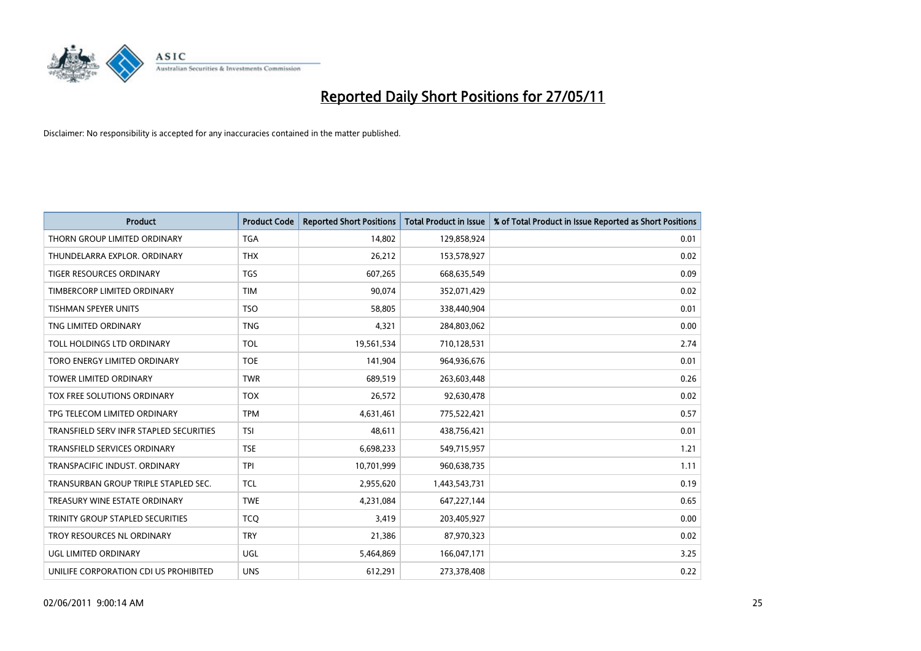# Reported Daily Short Positions for 27/05/11

Disclaimer: No responsibility is accepted for any inaccuracies contained in the matter published.

| Product | Product Code | Reported Short Positions | Total Product in Issue | % of Total Product in Issue Reported as Short Positions |
|---|---|---|---|---|
| THORN GROUP LIMITED ORDINARY | TGA | 14,802 | 129,858,924 | 0.01 |
| THUNDELARRA EXPLOR. ORDINARY | THX | 26,212 | 153,578,927 | 0.02 |
| TIGER RESOURCES ORDINARY | TGS | 607,265 | 668,635,549 | 0.09 |
| TIMBERCORP LIMITED ORDINARY | TIM | 90,074 | 352,071,429 | 0.02 |
| TISHMAN SPEYER UNITS | TSO | 58,805 | 338,440,904 | 0.01 |
| TNG LIMITED ORDINARY | TNG | 4,321 | 284,803,062 | 0.00 |
| TOLL HOLDINGS LTD ORDINARY | TOL | 19,561,534 | 710,128,531 | 2.74 |
| TORO ENERGY LIMITED ORDINARY | TOE | 141,904 | 964,936,676 | 0.01 |
| TOWER LIMITED ORDINARY | TWR | 689,519 | 263,603,448 | 0.26 |
| TOX FREE SOLUTIONS ORDINARY | TOX | 26,572 | 92,630,478 | 0.02 |
| TPG TELECOM LIMITED ORDINARY | TPM | 4,631,461 | 775,522,421 | 0.57 |
| TRANSFIELD SERV INFR STAPLED SECURITIES | TSI | 48,611 | 438,756,421 | 0.01 |
| TRANSFIELD SERVICES ORDINARY | TSE | 6,698,233 | 549,715,957 | 1.21 |
| TRANSPACIFIC INDUST. ORDINARY | TPI | 10,701,999 | 960,638,735 | 1.11 |
| TRANSURBAN GROUP TRIPLE STAPLED SEC. | TCL | 2,955,620 | 1,443,543,731 | 0.19 |
| TREASURY WINE ESTATE ORDINARY | TWE | 4,231,084 | 647,227,144 | 0.65 |
| TRINITY GROUP STAPLED SECURITIES | TCQ | 3,419 | 203,405,927 | 0.00 |
| TROY RESOURCES NL ORDINARY | TRY | 21,386 | 87,970,323 | 0.02 |
| UGL LIMITED ORDINARY | UGL | 5,464,869 | 166,047,171 | 3.25 |
| UNILIFE CORPORATION CDI US PROHIBITED | UNS | 612,291 | 273,378,408 | 0.22 |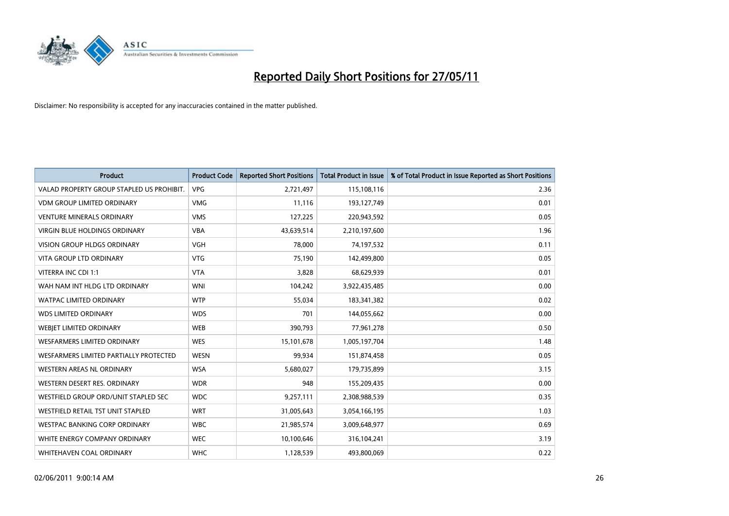# Reported Daily Short Positions for 27/05/11

Disclaimer: No responsibility is accepted for any inaccuracies contained in the matter published.

| Product | Product Code | Reported Short Positions | Total Product in Issue | % of Total Product in Issue Reported as Short Positions |
|---|---|---|---|---|
| VALAD PROPERTY GROUP STAPLED US PROHIBIT. | VPG | 2,721,497 | 115,108,116 | 2.36 |
| VDM GROUP LIMITED ORDINARY | VMG | 11,116 | 193,127,749 | 0.01 |
| VENTURE MINERALS ORDINARY | VMS | 127,225 | 220,943,592 | 0.05 |
| VIRGIN BLUE HOLDINGS ORDINARY | VBA | 43,639,514 | 2,210,197,600 | 1.96 |
| VISION GROUP HLDGS ORDINARY | VGH | 78,000 | 74,197,532 | 0.11 |
| VITA GROUP LTD ORDINARY | VTG | 75,190 | 142,499,800 | 0.05 |
| VITERRA INC CDI 1:1 | VTA | 3,828 | 68,629,939 | 0.01 |
| WAH NAM INT HLDG LTD ORDINARY | WNI | 104,242 | 3,922,435,485 | 0.00 |
| WATPAC LIMITED ORDINARY | WTP | 55,034 | 183,341,382 | 0.02 |
| WDS LIMITED ORDINARY | WDS | 701 | 144,055,662 | 0.00 |
| WEBJET LIMITED ORDINARY | WEB | 390,793 | 77,961,278 | 0.50 |
| WESFARMERS LIMITED ORDINARY | WES | 15,101,678 | 1,005,197,704 | 1.48 |
| WESFARMERS LIMITED PARTIALLY PROTECTED | WESN | 99,934 | 151,874,458 | 0.05 |
| WESTERN AREAS NL ORDINARY | WSA | 5,680,027 | 179,735,899 | 3.15 |
| WESTERN DESERT RES. ORDINARY | WDR | 948 | 155,209,435 | 0.00 |
| WESTFIELD GROUP ORD/UNIT STAPLED SEC | WDC | 9,257,111 | 2,308,988,539 | 0.35 |
| WESTFIELD RETAIL TST UNIT STAPLED | WRT | 31,005,643 | 3,054,166,195 | 1.03 |
| WESTPAC BANKING CORP ORDINARY | WBC | 21,985,574 | 3,009,648,977 | 0.69 |
| WHITE ENERGY COMPANY ORDINARY | WEC | 10,100,646 | 316,104,241 | 3.19 |
| WHITEHAVEN COAL ORDINARY | WHC | 1,128,539 | 493,800,069 | 0.22 |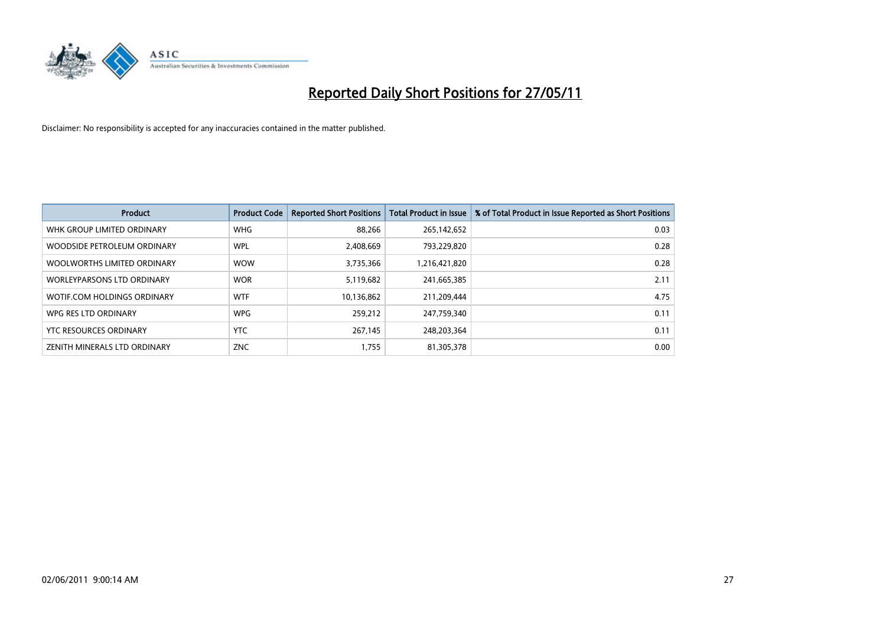# Reported Daily Short Positions for 27/05/11

Disclaimer: No responsibility is accepted for any inaccuracies contained in the matter published.

| Product | Product Code | Reported Short Positions | Total Product in Issue | % of Total Product in Issue Reported as Short Positions |
|---|---|---|---|---|
| WHK GROUP LIMITED ORDINARY | WHG | 88,266 | 265,142,652 | 0.03 |
| WOODSIDE PETROLEUM ORDINARY | WPL | 2,408,669 | 793,229,820 | 0.28 |
| WOOLWORTHS LIMITED ORDINARY | WOW | 3,735,366 | 1,216,421,820 | 0.28 |
| WORLEYPARSONS LTD ORDINARY | WOR | 5,119,682 | 241,665,385 | 2.11 |
| WOTIF.COM HOLDINGS ORDINARY | WTF | 10,136,862 | 211,209,444 | 4.75 |
| WPG RES LTD ORDINARY | WPG | 259,212 | 247,759,340 | 0.11 |
| YTC RESOURCES ORDINARY | YTC | 267,145 | 248,203,364 | 0.11 |
| ZENITH MINERALS LTD ORDINARY | ZNC | 1,755 | 81,305,378 | 0.00 |

02/06/2011 9:00:14 AM